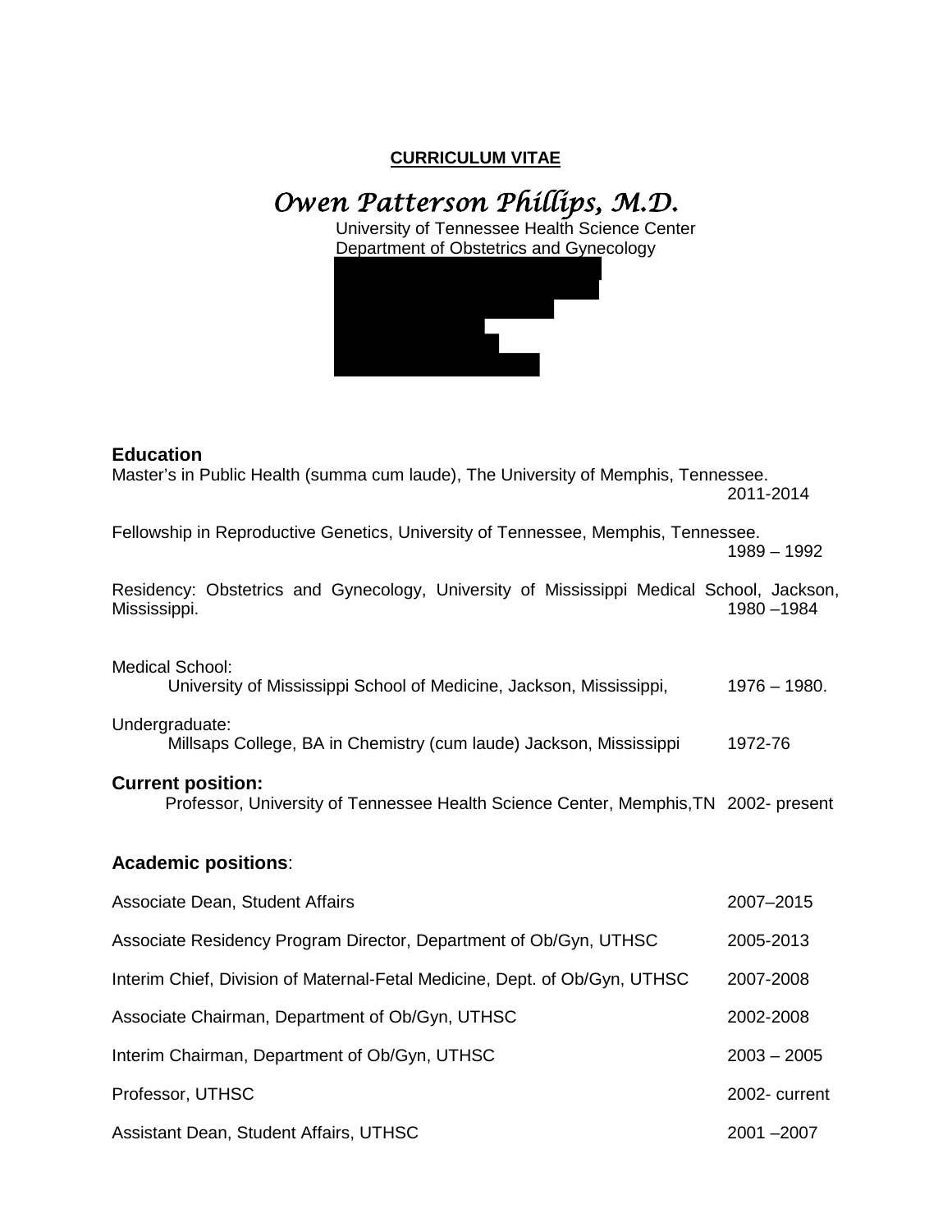**CURRICULUM VITAE**

# *Owen Patterson Phillips, M.D.*

University of Tennessee Health Science Center
Department of Obstetrics and Gynecology

## Education

Master's in Public Health (summa cum laude), The University of Memphis, Tennessee. 2011-2014

Fellowship in Reproductive Genetics, University of Tennessee, Memphis, Tennessee. 1989 – 1992

Residency: Obstetrics and Gynecology, University of Mississippi Medical School, Jackson, Mississippi. 1980 –1984

Medical School:
University of Mississippi School of Medicine, Jackson, Mississippi, 1976 – 1980.

Undergraduate:
Millsaps College, BA in Chemistry (cum laude) Jackson, Mississippi 1972-76

## Current position:

Professor, University of Tennessee Health Science Center, Memphis,TN 2002- present

## Academic positions:

| | |
|---|---|
| Associate Dean, Student Affairs | 2007–2015 |
| Associate Residency Program Director, Department of Ob/Gyn, UTHSC | 2005-2013 |
| Interim Chief, Division of Maternal-Fetal Medicine, Dept. of Ob/Gyn, UTHSC | 2007-2008 |
| Associate Chairman, Department of Ob/Gyn, UTHSC | 2002-2008 |
| Interim Chairman, Department of Ob/Gyn, UTHSC | 2003 – 2005 |
| Professor, UTHSC | 2002- current |
| Assistant Dean, Student Affairs, UTHSC | 2001 –2007 |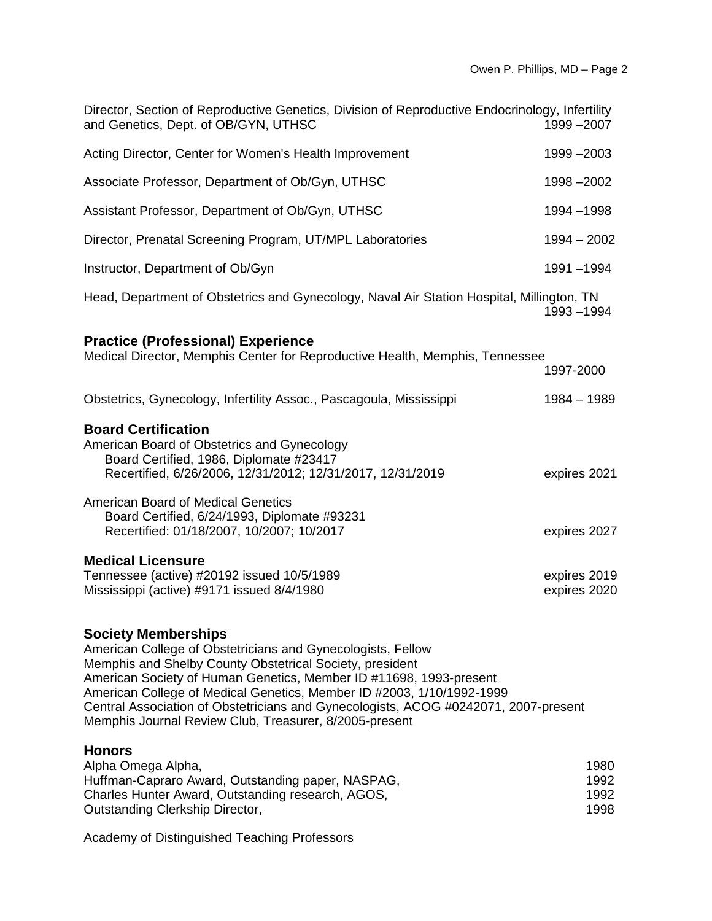Director, Section of Reproductive Genetics, Division of Reproductive Endocrinology, Infertility and Genetics, Dept. of OB/GYN, UTHSC 1999 –2007

Acting Director, Center for Women's Health Improvement 1999 –2003

Associate Professor, Department of Ob/Gyn, UTHSC 1998 –2002

Assistant Professor, Department of Ob/Gyn, UTHSC 1994 –1998

Director, Prenatal Screening Program, UT/MPL Laboratories 1994 – 2002

Instructor, Department of Ob/Gyn 1991 –1994

Head, Department of Obstetrics and Gynecology, Naval Air Station Hospital, Millington, TN 1993 –1994

## Practice (Professional) Experience

Medical Director, Memphis Center for Reproductive Health, Memphis, Tennessee 1997-2000

Obstetrics, Gynecology, Infertility Assoc., Pascagoula, Mississippi 1984 – 1989

## Board Certification

American Board of Obstetrics and Gynecology
  Board Certified, 1986, Diplomate #23417
  Recertified, 6/26/2006, 12/31/2012; 12/31/2017, 12/31/2019 expires 2021

American Board of Medical Genetics
  Board Certified, 6/24/1993, Diplomate #93231
  Recertified: 01/18/2007, 10/2007; 10/2017 expires 2027

## Medical Licensure

Tennessee (active) #20192 issued 10/5/1989 expires 2019
Mississippi (active) #9171 issued 8/4/1980 expires 2020

## Society Memberships

American College of Obstetricians and Gynecologists, Fellow
Memphis and Shelby County Obstetrical Society, president
American Society of Human Genetics, Member ID #11698, 1993-present
American College of Medical Genetics, Member ID #2003, 1/10/1992-1999
Central Association of Obstetricians and Gynecologists, ACOG #0242071, 2007-present
Memphis Journal Review Club, Treasurer, 8/2005-present

## Honors

Alpha Omega Alpha, 1980
Huffman-Capraro Award, Outstanding paper, NASPAG, 1992
Charles Hunter Award, Outstanding research, AGOS, 1992
Outstanding Clerkship Director, 1998

Academy of Distinguished Teaching Professors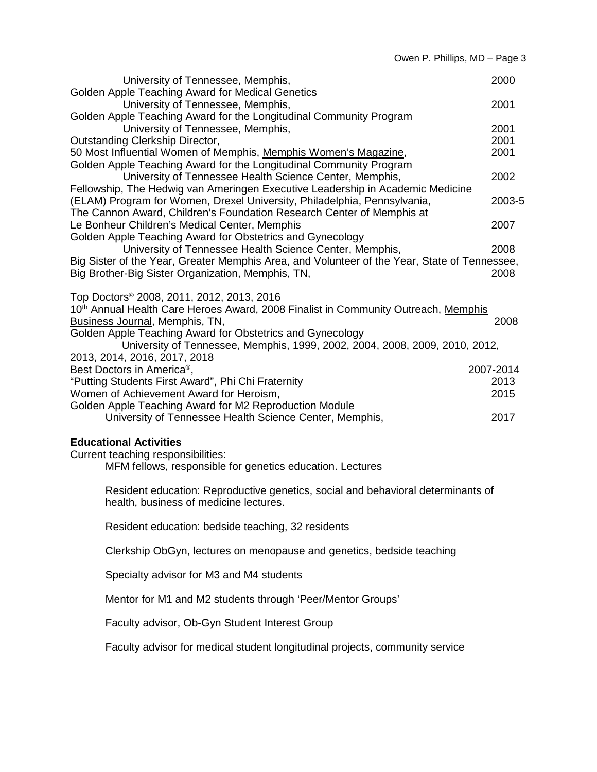University of Tennessee, Memphis, 2000

Golden Apple Teaching Award for Medical Genetics
University of Tennessee, Memphis, 2001

Golden Apple Teaching Award for the Longitudinal Community Program
University of Tennessee, Memphis, 2001

Outstanding Clerkship Director, 2001

50 Most Influential Women of Memphis, Memphis Women's Magazine, 2001

Golden Apple Teaching Award for the Longitudinal Community Program
University of Tennessee Health Science Center, Memphis, 2002

Fellowship, The Hedwig van Ameringen Executive Leadership in Academic Medicine (ELAM) Program for Women, Drexel University, Philadelphia, Pennsylvania, 2003-5

The Cannon Award, Children's Foundation Research Center of Memphis at Le Bonheur Children's Medical Center, Memphis 2007

Golden Apple Teaching Award for Obstetrics and Gynecology
University of Tennessee Health Science Center, Memphis, 2008

Big Sister of the Year, Greater Memphis Area, and Volunteer of the Year, State of Tennessee, Big Brother-Big Sister Organization, Memphis, TN, 2008

Top Doctors® 2008, 2011, 2012, 2013, 2016

10th Annual Health Care Heroes Award, 2008 Finalist in Community Outreach, Memphis Business Journal, Memphis, TN, 2008

Golden Apple Teaching Award for Obstetrics and Gynecology
University of Tennessee, Memphis, 1999, 2002, 2004, 2008, 2009, 2010, 2012, 2013, 2014, 2016, 2017, 2018

Best Doctors in America®, 2007-2014

"Putting Students First Award", Phi Chi Fraternity 2013

Women of Achievement Award for Heroism, 2015

Golden Apple Teaching Award for M2 Reproduction Module
University of Tennessee Health Science Center, Memphis, 2017

**Educational Activities**

Current teaching responsibilities:

MFM fellows, responsible for genetics education. Lectures

Resident education: Reproductive genetics, social and behavioral determinants of health, business of medicine lectures.

Resident education: bedside teaching, 32 residents

Clerkship ObGyn, lectures on menopause and genetics, bedside teaching

Specialty advisor for M3 and M4 students

Mentor for M1 and M2 students through 'Peer/Mentor Groups'

Faculty advisor, Ob-Gyn Student Interest Group

Faculty advisor for medical student longitudinal projects, community service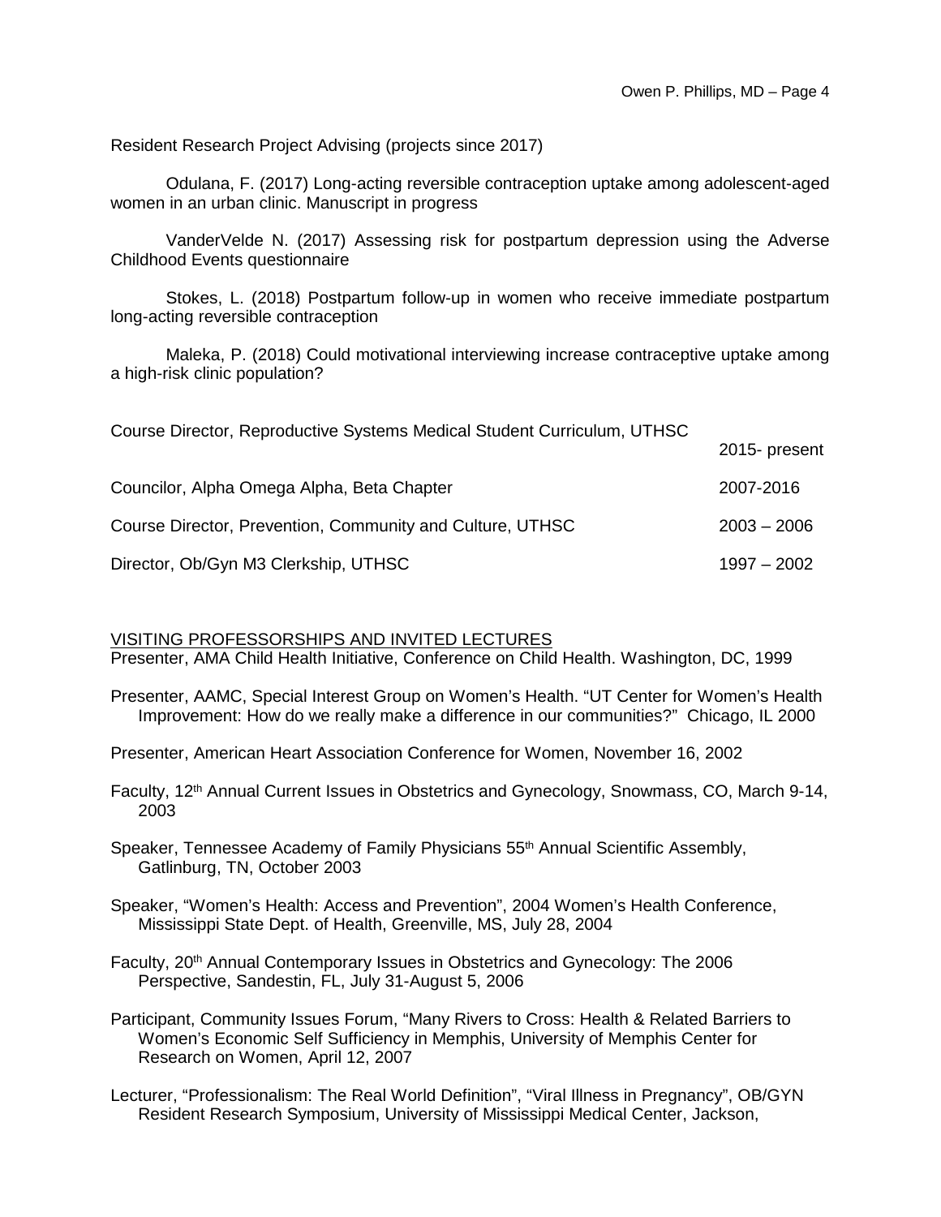Resident Research Project Advising (projects since 2017)

Odulana, F. (2017) Long-acting reversible contraception uptake among adolescent-aged women in an urban clinic. Manuscript in progress

VanderVelde N. (2017) Assessing risk for postpartum depression using the Adverse Childhood Events questionnaire

Stokes, L. (2018) Postpartum follow-up in women who receive immediate postpartum long-acting reversible contraception

Maleka, P. (2018) Could motivational interviewing increase contraceptive uptake among a high-risk clinic population?

Course Director, Reproductive Systems Medical Student Curriculum, UTHSC 2015- present

Councilor, Alpha Omega Alpha, Beta Chapter 2007-2016

Course Director, Prevention, Community and Culture, UTHSC 2003 – 2006

Director, Ob/Gyn M3 Clerkship, UTHSC 1997 – 2002

## VISITING PROFESSORSHIPS AND INVITED LECTURES

Presenter, AMA Child Health Initiative, Conference on Child Health. Washington, DC, 1999

Presenter, AAMC, Special Interest Group on Women's Health. "UT Center for Women's Health Improvement: How do we really make a difference in our communities?" Chicago, IL 2000

Presenter, American Heart Association Conference for Women, November 16, 2002

Faculty, 12th Annual Current Issues in Obstetrics and Gynecology, Snowmass, CO, March 9-14, 2003

Speaker, Tennessee Academy of Family Physicians 55th Annual Scientific Assembly, Gatlinburg, TN, October 2003

Speaker, "Women's Health: Access and Prevention", 2004 Women's Health Conference, Mississippi State Dept. of Health, Greenville, MS, July 28, 2004

Faculty, 20th Annual Contemporary Issues in Obstetrics and Gynecology: The 2006 Perspective, Sandestin, FL, July 31-August 5, 2006

Participant, Community Issues Forum, "Many Rivers to Cross: Health & Related Barriers to Women's Economic Self Sufficiency in Memphis, University of Memphis Center for Research on Women, April 12, 2007

Lecturer, "Professionalism: The Real World Definition", "Viral Illness in Pregnancy", OB/GYN Resident Research Symposium, University of Mississippi Medical Center, Jackson,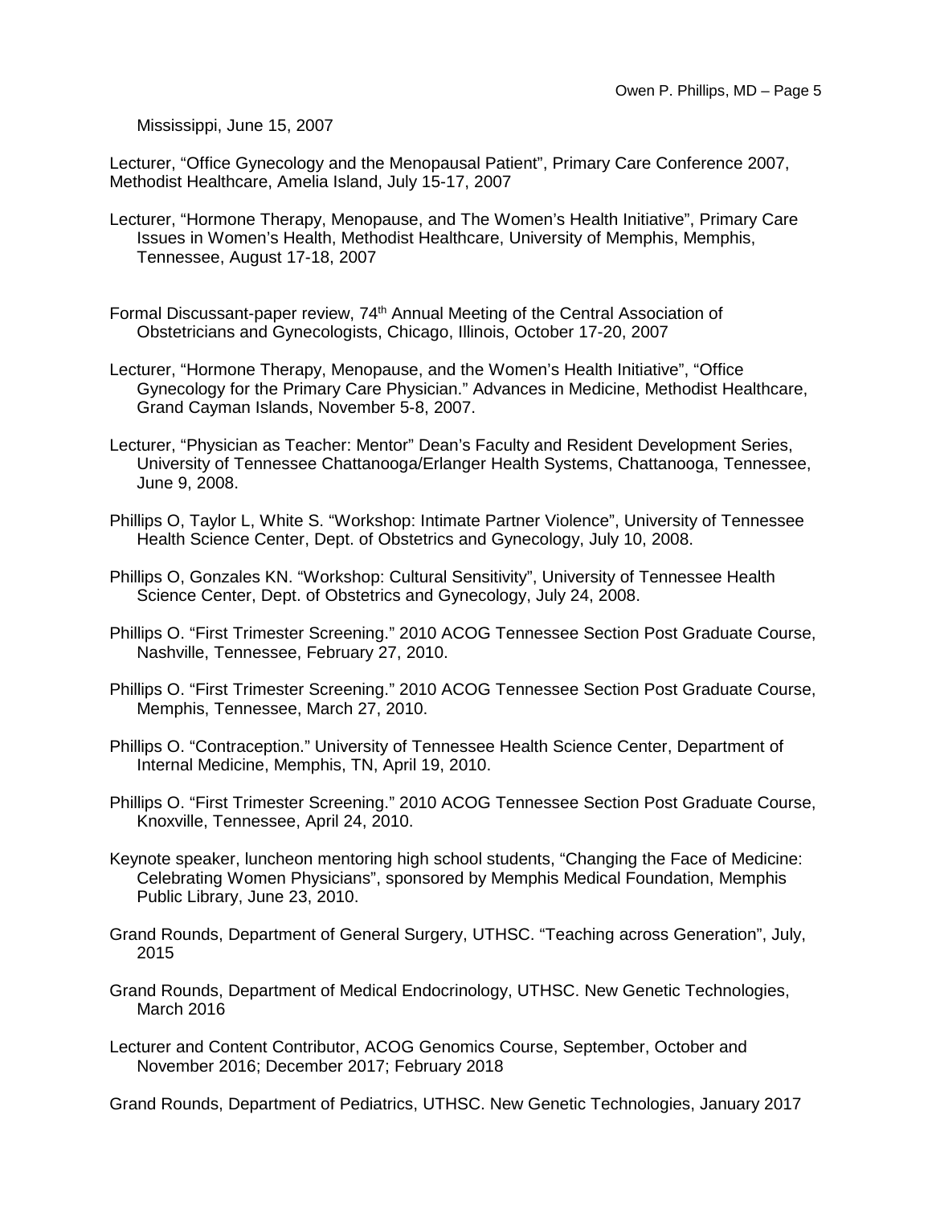Mississippi, June 15, 2007

Lecturer, "Office Gynecology and the Menopausal Patient", Primary Care Conference 2007, Methodist Healthcare, Amelia Island, July 15-17, 2007

Lecturer, "Hormone Therapy, Menopause, and The Women's Health Initiative", Primary Care Issues in Women's Health, Methodist Healthcare, University of Memphis, Memphis, Tennessee, August 17-18, 2007

Formal Discussant-paper review, 74th Annual Meeting of the Central Association of Obstetricians and Gynecologists, Chicago, Illinois, October 17-20, 2007

Lecturer, "Hormone Therapy, Menopause, and the Women's Health Initiative", "Office Gynecology for the Primary Care Physician." Advances in Medicine, Methodist Healthcare, Grand Cayman Islands, November 5-8, 2007.

Lecturer, "Physician as Teacher: Mentor" Dean's Faculty and Resident Development Series, University of Tennessee Chattanooga/Erlanger Health Systems, Chattanooga, Tennessee, June 9, 2008.

Phillips O, Taylor L, White S. "Workshop: Intimate Partner Violence", University of Tennessee Health Science Center, Dept. of Obstetrics and Gynecology, July 10, 2008.

Phillips O, Gonzales KN. "Workshop: Cultural Sensitivity", University of Tennessee Health Science Center, Dept. of Obstetrics and Gynecology, July 24, 2008.

Phillips O. "First Trimester Screening." 2010 ACOG Tennessee Section Post Graduate Course, Nashville, Tennessee, February 27, 2010.

Phillips O. "First Trimester Screening." 2010 ACOG Tennessee Section Post Graduate Course, Memphis, Tennessee, March 27, 2010.

Phillips O. "Contraception." University of Tennessee Health Science Center, Department of Internal Medicine, Memphis, TN, April 19, 2010.

Phillips O. "First Trimester Screening." 2010 ACOG Tennessee Section Post Graduate Course, Knoxville, Tennessee, April 24, 2010.

Keynote speaker, luncheon mentoring high school students, "Changing the Face of Medicine: Celebrating Women Physicians", sponsored by Memphis Medical Foundation, Memphis Public Library, June 23, 2010.

Grand Rounds, Department of General Surgery, UTHSC. "Teaching across Generation", July, 2015

Grand Rounds, Department of Medical Endocrinology, UTHSC. New Genetic Technologies, March 2016

Lecturer and Content Contributor, ACOG Genomics Course, September, October and November 2016; December 2017; February 2018

Grand Rounds, Department of Pediatrics, UTHSC. New Genetic Technologies, January 2017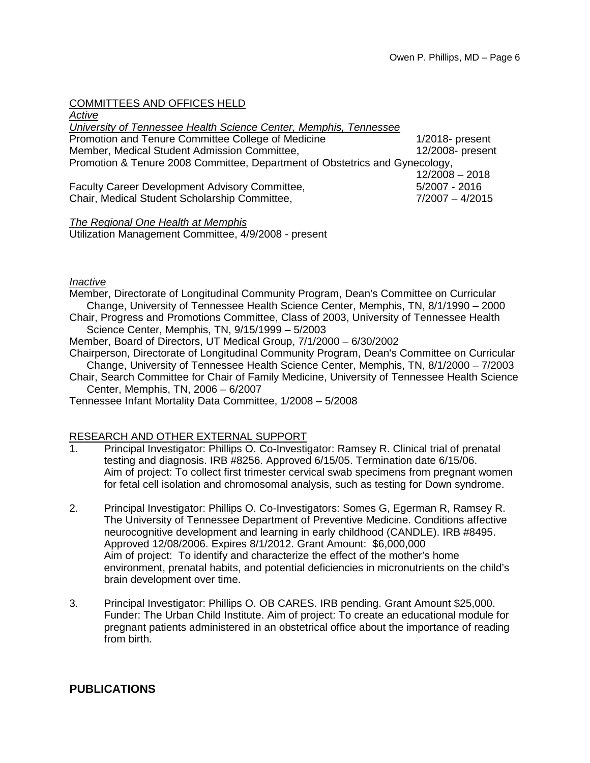## COMMITTEES AND OFFICES HELD

*Active*

*University of Tennessee Health Science Center, Memphis, Tennessee*

Promotion and Tenure Committee College of Medicine — 1/2018- present

Member, Medical Student Admission Committee, — 12/2008- present

Promotion & Tenure 2008 Committee, Department of Obstetrics and Gynecology, — 12/2008 – 2018

Faculty Career Development Advisory Committee, — 5/2007 - 2016

Chair, Medical Student Scholarship Committee, — 7/2007 – 4/2015

*The Regional One Health at Memphis*

Utilization Management Committee, 4/9/2008 - present

*Inactive*

Member, Directorate of Longitudinal Community Program, Dean's Committee on Curricular Change, University of Tennessee Health Science Center, Memphis, TN, 8/1/1990 – 2000

Chair, Progress and Promotions Committee, Class of 2003, University of Tennessee Health Science Center, Memphis, TN, 9/15/1999 – 5/2003

Member, Board of Directors, UT Medical Group, 7/1/2000 – 6/30/2002

Chairperson, Directorate of Longitudinal Community Program, Dean's Committee on Curricular Change, University of Tennessee Health Science Center, Memphis, TN, 8/1/2000 – 7/2003

Chair, Search Committee for Chair of Family Medicine, University of Tennessee Health Science Center, Memphis, TN, 2006 – 6/2007

Tennessee Infant Mortality Data Committee, 1/2008 – 5/2008

## RESEARCH AND OTHER EXTERNAL SUPPORT

1. Principal Investigator: Phillips O. Co-Investigator: Ramsey R. Clinical trial of prenatal testing and diagnosis. IRB #8256. Approved 6/15/05. Termination date 6/15/06. Aim of project: To collect first trimester cervical swab specimens from pregnant women for fetal cell isolation and chromosomal analysis, such as testing for Down syndrome.

2. Principal Investigator: Phillips O. Co-Investigators: Somes G, Egerman R, Ramsey R. The University of Tennessee Department of Preventive Medicine. Conditions affective neurocognitive development and learning in early childhood (CANDLE). IRB #8495. Approved 12/08/2006. Expires 8/1/2012. Grant Amount: $6,000,000
   Aim of project: To identify and characterize the effect of the mother's home environment, prenatal habits, and potential deficiencies in micronutrients on the child's brain development over time.

3. Principal Investigator: Phillips O. OB CARES. IRB pending. Grant Amount $25,000. Funder: The Urban Child Institute. Aim of project: To create an educational module for pregnant patients administered in an obstetrical office about the importance of reading from birth.

# PUBLICATIONS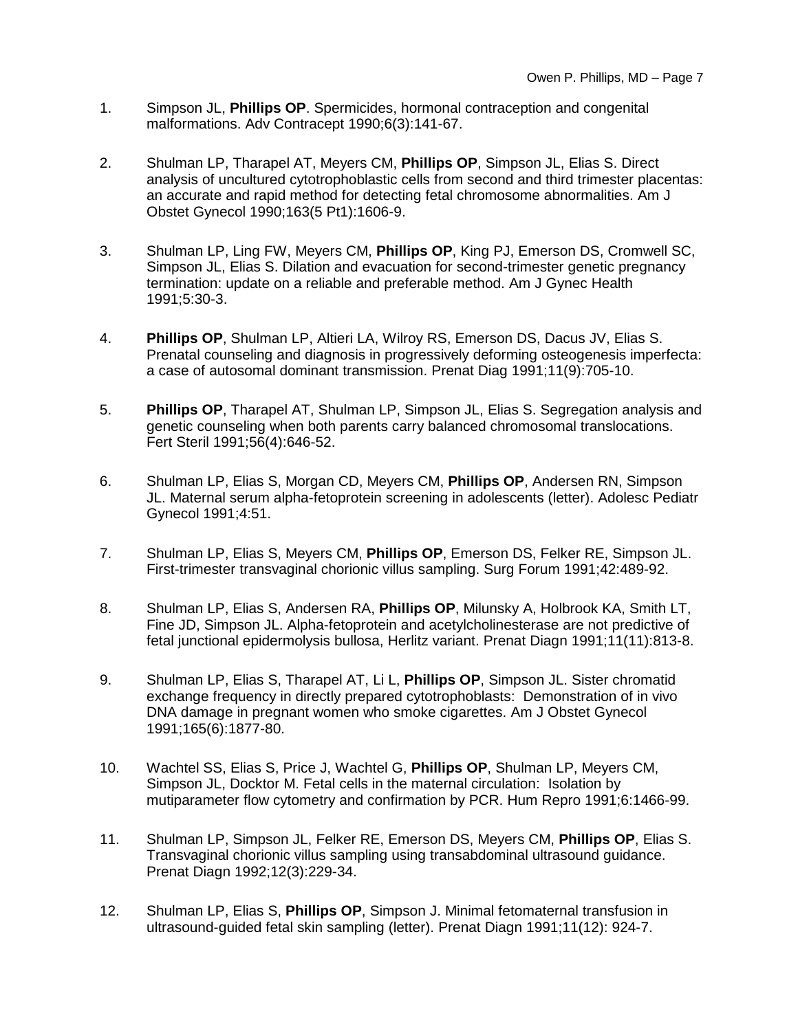1. Simpson JL, **Phillips OP**. Spermicides, hormonal contraception and congenital malformations. Adv Contracept 1990;6(3):141-67.

2. Shulman LP, Tharapel AT, Meyers CM, **Phillips OP**, Simpson JL, Elias S. Direct analysis of uncultured cytotrophoblastic cells from second and third trimester placentas: an accurate and rapid method for detecting fetal chromosome abnormalities. Am J Obstet Gynecol 1990;163(5 Pt1):1606-9.

3. Shulman LP, Ling FW, Meyers CM, **Phillips OP**, King PJ, Emerson DS, Cromwell SC, Simpson JL, Elias S. Dilation and evacuation for second-trimester genetic pregnancy termination: update on a reliable and preferable method. Am J Gynec Health 1991;5:30-3.

4. **Phillips OP**, Shulman LP, Altieri LA, Wilroy RS, Emerson DS, Dacus JV, Elias S. Prenatal counseling and diagnosis in progressively deforming osteogenesis imperfecta: a case of autosomal dominant transmission. Prenat Diag 1991;11(9):705-10.

5. **Phillips OP**, Tharapel AT, Shulman LP, Simpson JL, Elias S. Segregation analysis and genetic counseling when both parents carry balanced chromosomal translocations. Fert Steril 1991;56(4):646-52.

6. Shulman LP, Elias S, Morgan CD, Meyers CM, **Phillips OP**, Andersen RN, Simpson JL. Maternal serum alpha-fetoprotein screening in adolescents (letter). Adolesc Pediatr Gynecol 1991;4:51.

7. Shulman LP, Elias S, Meyers CM, **Phillips OP**, Emerson DS, Felker RE, Simpson JL. First-trimester transvaginal chorionic villus sampling. Surg Forum 1991;42:489-92.

8. Shulman LP, Elias S, Andersen RA, **Phillips OP**, Milunsky A, Holbrook KA, Smith LT, Fine JD, Simpson JL. Alpha-fetoprotein and acetylcholinesterase are not predictive of fetal junctional epidermolysis bullosa, Herlitz variant. Prenat Diagn 1991;11(11):813-8.

9. Shulman LP, Elias S, Tharapel AT, Li L, **Phillips OP**, Simpson JL. Sister chromatid exchange frequency in directly prepared cytotrophoblasts: Demonstration of in vivo DNA damage in pregnant women who smoke cigarettes. Am J Obstet Gynecol 1991;165(6):1877-80.

10. Wachtel SS, Elias S, Price J, Wachtel G, **Phillips OP**, Shulman LP, Meyers CM, Simpson JL, Docktor M. Fetal cells in the maternal circulation: Isolation by mutiparameter flow cytometry and confirmation by PCR. Hum Repro 1991;6:1466-99.

11. Shulman LP, Simpson JL, Felker RE, Emerson DS, Meyers CM, **Phillips OP**, Elias S. Transvaginal chorionic villus sampling using transabdominal ultrasound guidance. Prenat Diagn 1992;12(3):229-34.

12. Shulman LP, Elias S, **Phillips OP**, Simpson J. Minimal fetomaternal transfusion in ultrasound-guided fetal skin sampling (letter). Prenat Diagn 1991;11(12): 924-7.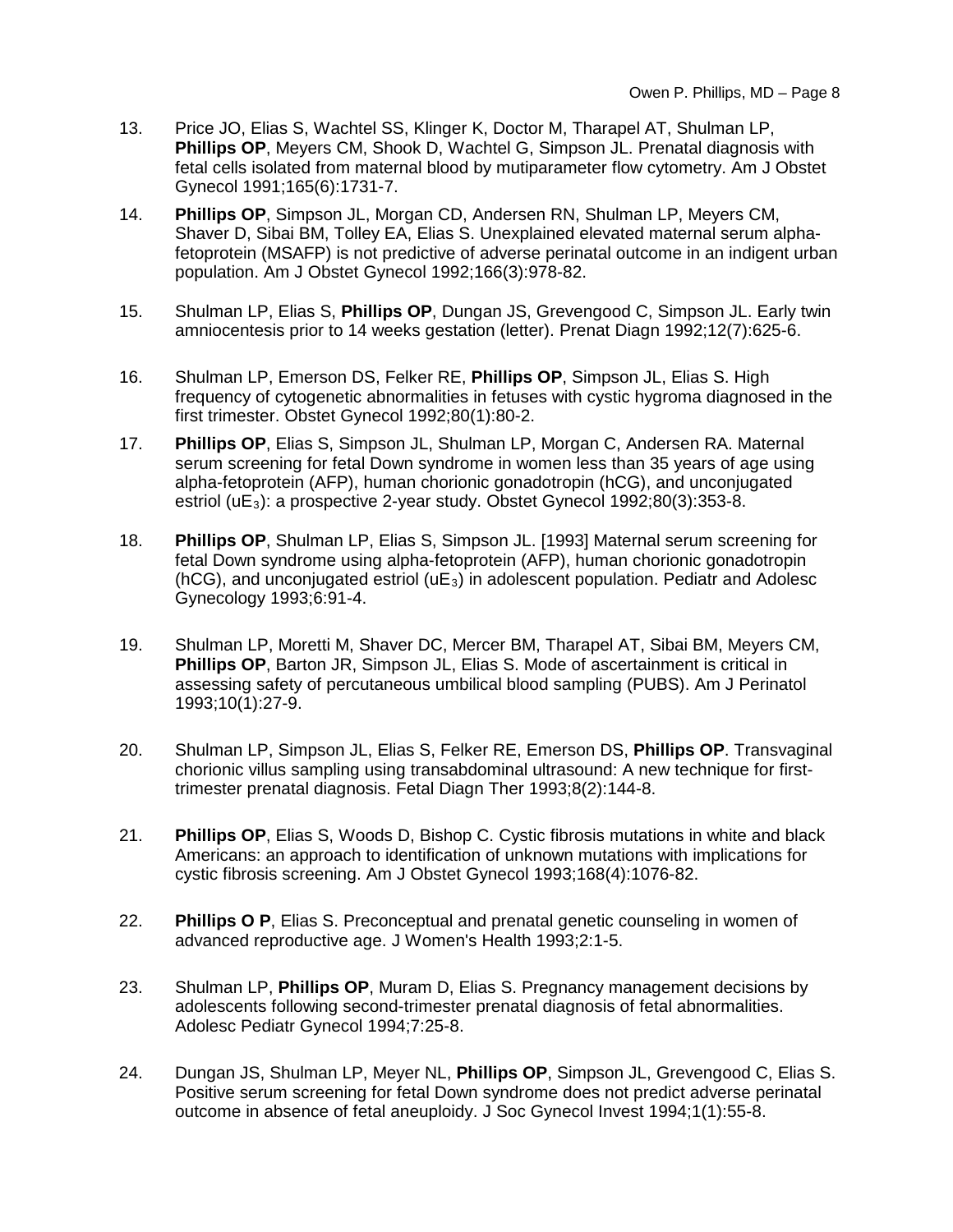13. Price JO, Elias S, Wachtel SS, Klinger K, Doctor M, Tharapel AT, Shulman LP, **Phillips OP**, Meyers CM, Shook D, Wachtel G, Simpson JL. Prenatal diagnosis with fetal cells isolated from maternal blood by mutiparameter flow cytometry. Am J Obstet Gynecol 1991;165(6):1731-7.

14. **Phillips OP**, Simpson JL, Morgan CD, Andersen RN, Shulman LP, Meyers CM, Shaver D, Sibai BM, Tolley EA, Elias S. Unexplained elevated maternal serum alpha-fetoprotein (MSAFP) is not predictive of adverse perinatal outcome in an indigent urban population. Am J Obstet Gynecol 1992;166(3):978-82.

15. Shulman LP, Elias S, **Phillips OP**, Dungan JS, Grevengood C, Simpson JL. Early twin amniocentesis prior to 14 weeks gestation (letter). Prenat Diagn 1992;12(7):625-6.

16. Shulman LP, Emerson DS, Felker RE, **Phillips OP**, Simpson JL, Elias S. High frequency of cytogenetic abnormalities in fetuses with cystic hygroma diagnosed in the first trimester. Obstet Gynecol 1992;80(1):80-2.

17. **Phillips OP**, Elias S, Simpson JL, Shulman LP, Morgan C, Andersen RA. Maternal serum screening for fetal Down syndrome in women less than 35 years of age using alpha-fetoprotein (AFP), human chorionic gonadotropin (hCG), and unconjugated estriol ($uE_3$): a prospective 2-year study. Obstet Gynecol 1992;80(3):353-8.

18. **Phillips OP**, Shulman LP, Elias S, Simpson JL. [1993] Maternal serum screening for fetal Down syndrome using alpha-fetoprotein (AFP), human chorionic gonadotropin (hCG), and unconjugated estriol ($uE_3$) in adolescent population. Pediatr and Adolesc Gynecology 1993;6:91-4.

19. Shulman LP, Moretti M, Shaver DC, Mercer BM, Tharapel AT, Sibai BM, Meyers CM, **Phillips OP**, Barton JR, Simpson JL, Elias S. Mode of ascertainment is critical in assessing safety of percutaneous umbilical blood sampling (PUBS). Am J Perinatol 1993;10(1):27-9.

20. Shulman LP, Simpson JL, Elias S, Felker RE, Emerson DS, **Phillips OP**. Transvaginal chorionic villus sampling using transabdominal ultrasound: A new technique for first-trimester prenatal diagnosis. Fetal Diagn Ther 1993;8(2):144-8.

21. **Phillips OP**, Elias S, Woods D, Bishop C. Cystic fibrosis mutations in white and black Americans: an approach to identification of unknown mutations with implications for cystic fibrosis screening. Am J Obstet Gynecol 1993;168(4):1076-82.

22. **Phillips O P**, Elias S. Preconceptual and prenatal genetic counseling in women of advanced reproductive age. J Women's Health 1993;2:1-5.

23. Shulman LP, **Phillips OP**, Muram D, Elias S. Pregnancy management decisions by adolescents following second-trimester prenatal diagnosis of fetal abnormalities. Adolesc Pediatr Gynecol 1994;7:25-8.

24. Dungan JS, Shulman LP, Meyer NL, **Phillips OP**, Simpson JL, Grevengood C, Elias S. Positive serum screening for fetal Down syndrome does not predict adverse perinatal outcome in absence of fetal aneuploidy. J Soc Gynecol Invest 1994;1(1):55-8.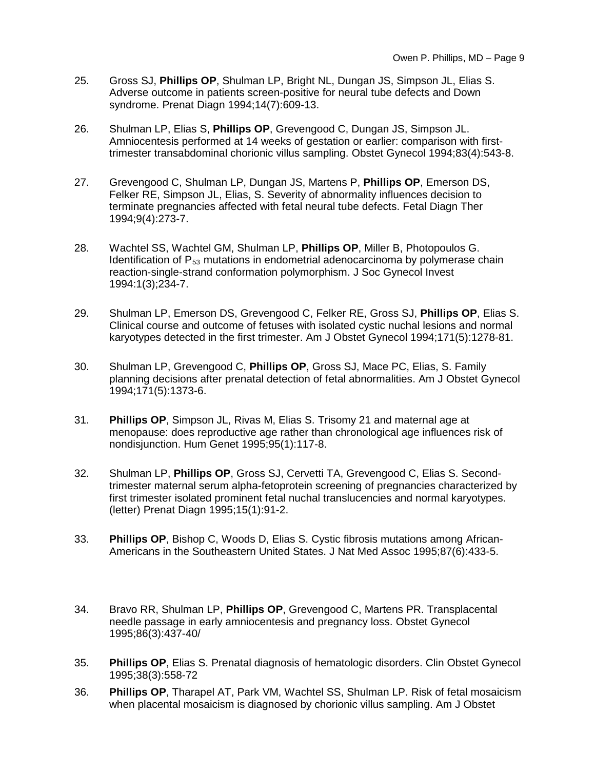25. Gross SJ, **Phillips OP**, Shulman LP, Bright NL, Dungan JS, Simpson JL, Elias S. Adverse outcome in patients screen-positive for neural tube defects and Down syndrome. Prenat Diagn 1994;14(7):609-13.

26. Shulman LP, Elias S, **Phillips OP**, Grevengood C, Dungan JS, Simpson JL. Amniocentesis performed at 14 weeks of gestation or earlier: comparison with first-trimester transabdominal chorionic villus sampling. Obstet Gynecol 1994;83(4):543-8.

27. Grevengood C, Shulman LP, Dungan JS, Martens P, **Phillips OP**, Emerson DS, Felker RE, Simpson JL, Elias, S. Severity of abnormality influences decision to terminate pregnancies affected with fetal neural tube defects. Fetal Diagn Ther 1994;9(4):273-7.

28. Wachtel SS, Wachtel GM, Shulman LP, **Phillips OP**, Miller B, Photopoulos G. Identification of $P_{53}$ mutations in endometrial adenocarcinoma by polymerase chain reaction-single-strand conformation polymorphism. J Soc Gynecol Invest 1994:1(3);234-7.

29. Shulman LP, Emerson DS, Grevengood C, Felker RE, Gross SJ, **Phillips OP**, Elias S. Clinical course and outcome of fetuses with isolated cystic nuchal lesions and normal karyotypes detected in the first trimester. Am J Obstet Gynecol 1994;171(5):1278-81.

30. Shulman LP, Grevengood C, **Phillips OP**, Gross SJ, Mace PC, Elias, S. Family planning decisions after prenatal detection of fetal abnormalities. Am J Obstet Gynecol 1994;171(5):1373-6.

31. **Phillips OP**, Simpson JL, Rivas M, Elias S. Trisomy 21 and maternal age at menopause: does reproductive age rather than chronological age influence risk of nondisjunction. Hum Genet 1995;95(1):117-8.

32. Shulman LP, **Phillips OP**, Gross SJ, Cervetti TA, Grevengood C, Elias S. Second-trimester maternal serum alpha-fetoprotein screening of pregnancies characterized by first trimester isolated prominent fetal nuchal translucencies and normal karyotypes. (letter) Prenat Diagn 1995;15(1):91-2.

33. **Phillips OP**, Bishop C, Woods D, Elias S. Cystic fibrosis mutations among African-Americans in the Southeastern United States. J Nat Med Assoc 1995;87(6):433-5.

34. Bravo RR, Shulman LP, **Phillips OP**, Grevengood C, Martens PR. Transplacental needle passage in early amniocentesis and pregnancy loss. Obstet Gynecol 1995;86(3):437-40/

35. **Phillips OP**, Elias S. Prenatal diagnosis of hematologic disorders. Clin Obstet Gynecol 1995;38(3):558-72

36. **Phillips OP**, Tharapel AT, Park VM, Wachtel SS, Shulman LP. Risk of fetal mosaicism when placental mosaicism is diagnosed by chorionic villus sampling. Am J Obstet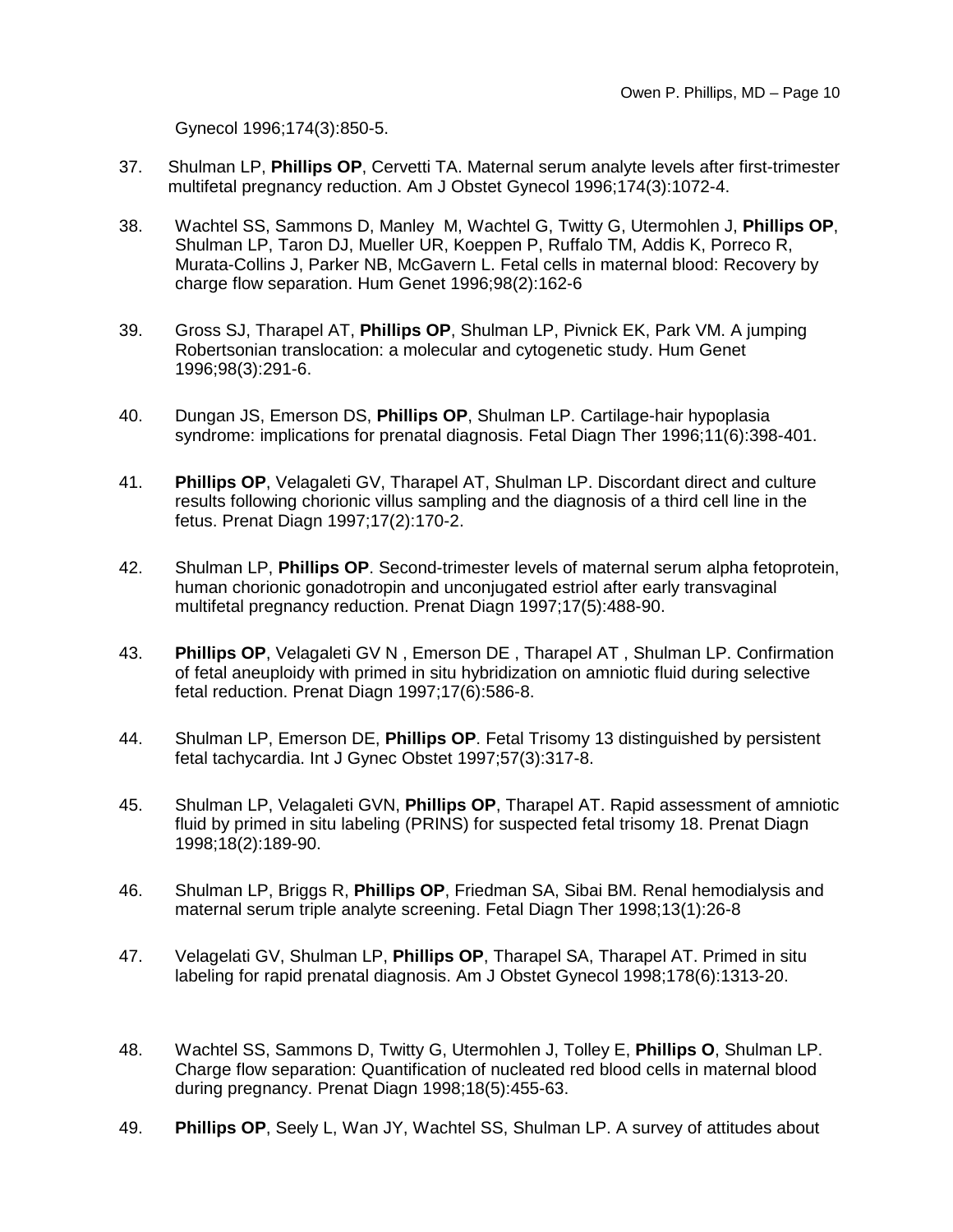Gynecol 1996;174(3):850-5.

37. Shulman LP, **Phillips OP**, Cervetti TA. Maternal serum analyte levels after first-trimester multifetal pregnancy reduction. Am J Obstet Gynecol 1996;174(3):1072-4.

38. Wachtel SS, Sammons D, Manley M, Wachtel G, Twitty G, Utermohlen J, **Phillips OP**, Shulman LP, Taron DJ, Mueller UR, Koeppen P, Ruffalo TM, Addis K, Porreco R, Murata-Collins J, Parker NB, McGavern L. Fetal cells in maternal blood: Recovery by charge flow separation. Hum Genet 1996;98(2):162-6

39. Gross SJ, Tharapel AT, **Phillips OP**, Shulman LP, Pivnick EK, Park VM. A jumping Robertsonian translocation: a molecular and cytogenetic study. Hum Genet 1996;98(3):291-6.

40. Dungan JS, Emerson DS, **Phillips OP**, Shulman LP. Cartilage-hair hypoplasia syndrome: implications for prenatal diagnosis. Fetal Diagn Ther 1996;11(6):398-401.

41. **Phillips OP**, Velagaleti GV, Tharapel AT, Shulman LP. Discordant direct and culture results following chorionic villus sampling and the diagnosis of a third cell line in the fetus. Prenat Diagn 1997;17(2):170-2.

42. Shulman LP, **Phillips OP**. Second-trimester levels of maternal serum alpha fetoprotein, human chorionic gonadotropin and unconjugated estriol after early transvaginal multifetal pregnancy reduction. Prenat Diagn 1997;17(5):488-90.

43. **Phillips OP**, Velagaleti GV N , Emerson DE , Tharapel AT , Shulman LP. Confirmation of fetal aneuploidy with primed in situ hybridization on amniotic fluid during selective fetal reduction. Prenat Diagn 1997;17(6):586-8.

44. Shulman LP, Emerson DE, **Phillips OP**. Fetal Trisomy 13 distinguished by persistent fetal tachycardia. Int J Gynec Obstet 1997;57(3):317-8.

45. Shulman LP, Velagaleti GVN, **Phillips OP**, Tharapel AT. Rapid assessment of amniotic fluid by primed in situ labeling (PRINS) for suspected fetal trisomy 18. Prenat Diagn 1998;18(2):189-90.

46. Shulman LP, Briggs R, **Phillips OP**, Friedman SA, Sibai BM. Renal hemodialysis and maternal serum triple analyte screening. Fetal Diagn Ther 1998;13(1):26-8

47. Velagelati GV, Shulman LP, **Phillips OP**, Tharapel SA, Tharapel AT. Primed in situ labeling for rapid prenatal diagnosis. Am J Obstet Gynecol 1998;178(6):1313-20.

48. Wachtel SS, Sammons D, Twitty G, Utermohlen J, Tolley E, **Phillips O**, Shulman LP. Charge flow separation: Quantification of nucleated red blood cells in maternal blood during pregnancy. Prenat Diagn 1998;18(5):455-63.

49. **Phillips OP**, Seely L, Wan JY, Wachtel SS, Shulman LP. A survey of attitudes about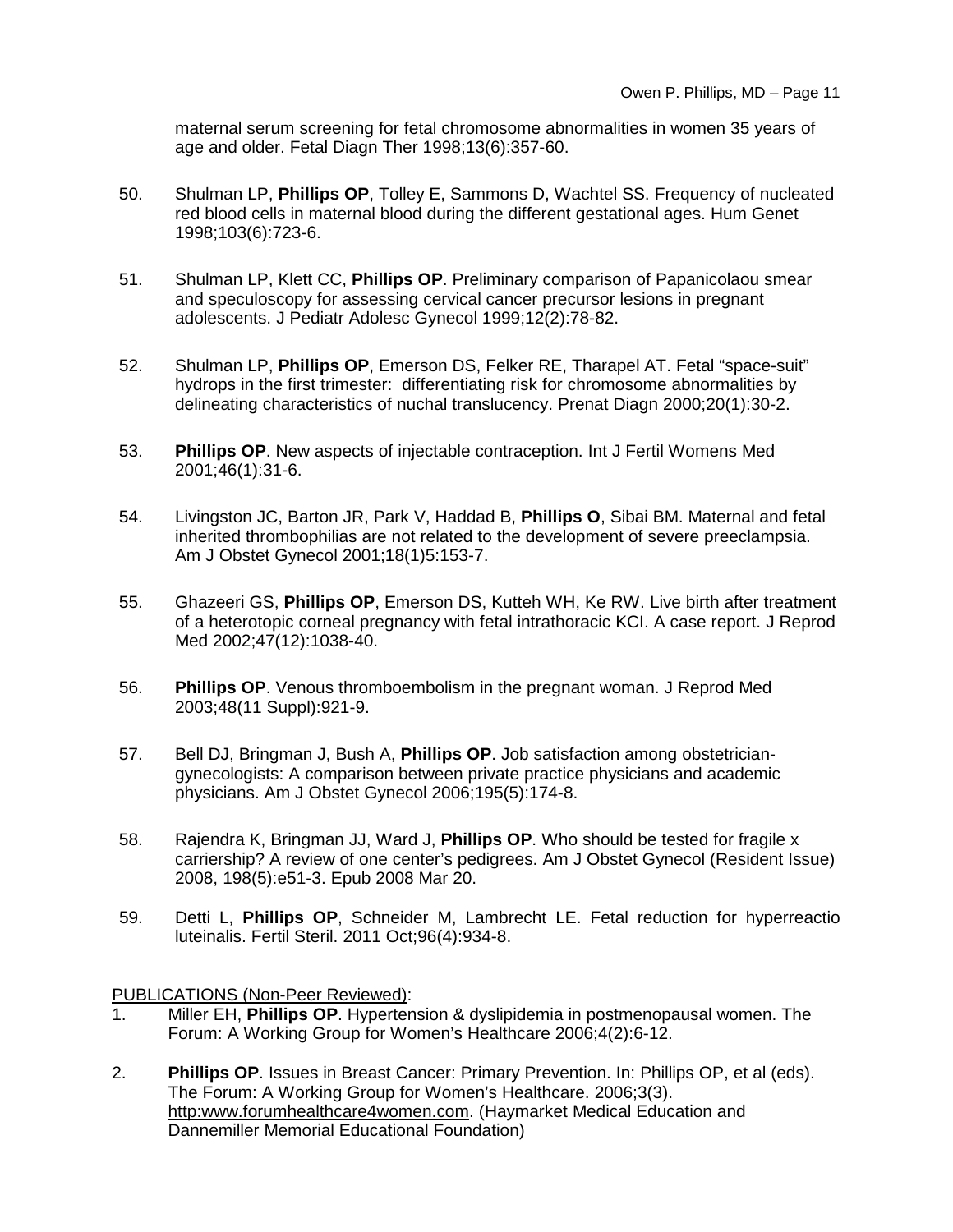maternal serum screening for fetal chromosome abnormalities in women 35 years of age and older. Fetal Diagn Ther 1998;13(6):357-60.

50. Shulman LP, **Phillips OP**, Tolley E, Sammons D, Wachtel SS. Frequency of nucleated red blood cells in maternal blood during the different gestational ages. Hum Genet 1998;103(6):723-6.

51. Shulman LP, Klett CC, **Phillips OP**. Preliminary comparison of Papanicolaou smear and speculoscopy for assessing cervical cancer precursor lesions in pregnant adolescents. J Pediatr Adolesc Gynecol 1999;12(2):78-82.

52. Shulman LP, **Phillips OP**, Emerson DS, Felker RE, Tharapel AT. Fetal "space-suit" hydrops in the first trimester: differentiating risk for chromosome abnormalities by delineating characteristics of nuchal translucency. Prenat Diagn 2000;20(1):30-2.

53. **Phillips OP**. New aspects of injectable contraception. Int J Fertil Womens Med 2001;46(1):31-6.

54. Livingston JC, Barton JR, Park V, Haddad B, **Phillips O**, Sibai BM. Maternal and fetal inherited thrombophilias are not related to the development of severe preeclampsia. Am J Obstet Gynecol 2001;18(1)5:153-7.

55. Ghazeeri GS, **Phillips OP**, Emerson DS, Kutteh WH, Ke RW. Live birth after treatment of a heterotopic corneal pregnancy with fetal intrathoracic KCI. A case report. J Reprod Med 2002;47(12):1038-40.

56. **Phillips OP**. Venous thromboembolism in the pregnant woman. J Reprod Med 2003;48(11 Suppl):921-9.

57. Bell DJ, Bringman J, Bush A, **Phillips OP**. Job satisfaction among obstetrician-gynecologists: A comparison between private practice physicians and academic physicians. Am J Obstet Gynecol 2006;195(5):174-8.

58. Rajendra K, Bringman JJ, Ward J, **Phillips OP**. Who should be tested for fragile x carriership? A review of one center's pedigrees. Am J Obstet Gynecol (Resident Issue) 2008, 198(5):e51-3. Epub 2008 Mar 20.

59. Detti L, **Phillips OP**, Schneider M, Lambrecht LE. Fetal reduction for hyperreactio luteinalis. Fertil Steril. 2011 Oct;96(4):934-8.

PUBLICATIONS (Non-Peer Reviewed):

1. Miller EH, **Phillips OP**. Hypertension & dyslipidemia in postmenopausal women. The Forum: A Working Group for Women's Healthcare 2006;4(2):6-12.

2. **Phillips OP**. Issues in Breast Cancer: Primary Prevention. In: Phillips OP, et al (eds). The Forum: A Working Group for Women's Healthcare. 2006;3(3). http:www.forumhealthcare4women.com. (Haymarket Medical Education and Dannemiller Memorial Educational Foundation)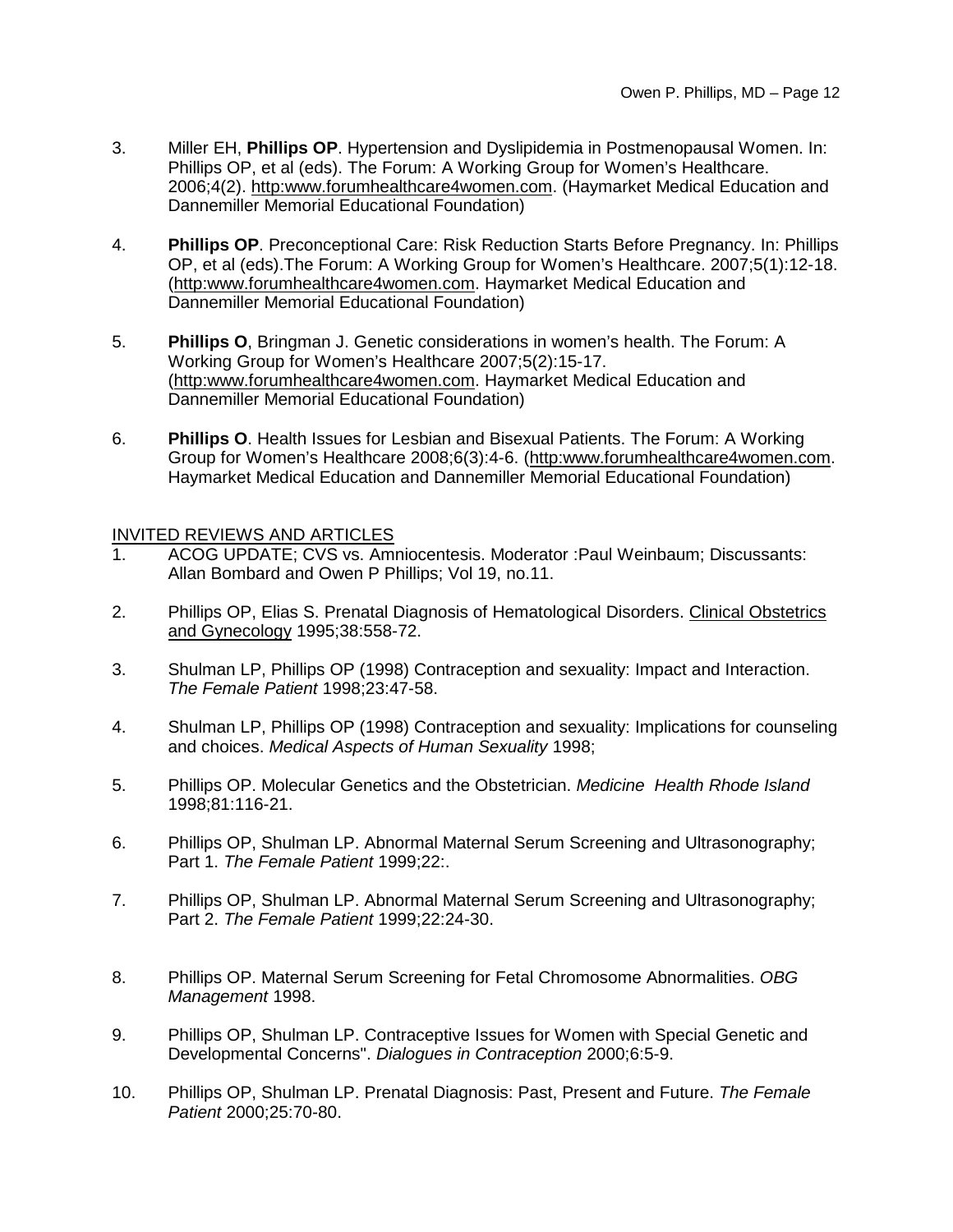3. Miller EH, **Phillips OP**. Hypertension and Dyslipidemia in Postmenopausal Women. In: Phillips OP, et al (eds). The Forum: A Working Group for Women's Healthcare. 2006;4(2). http:www.forumhealthcare4women.com. (Haymarket Medical Education and Dannemiller Memorial Educational Foundation)

4. **Phillips OP**. Preconceptional Care: Risk Reduction Starts Before Pregnancy. In: Phillips OP, et al (eds).The Forum: A Working Group for Women's Healthcare. 2007;5(1):12-18. (http:www.forumhealthcare4women.com. Haymarket Medical Education and Dannemiller Memorial Educational Foundation)

5. **Phillips O**, Bringman J. Genetic considerations in women's health. The Forum: A Working Group for Women's Healthcare 2007;5(2):15-17. (http:www.forumhealthcare4women.com. Haymarket Medical Education and Dannemiller Memorial Educational Foundation)

6. **Phillips O**. Health Issues for Lesbian and Bisexual Patients. The Forum: A Working Group for Women's Healthcare 2008;6(3):4-6. (http:www.forumhealthcare4women.com. Haymarket Medical Education and Dannemiller Memorial Educational Foundation)

## INVITED REVIEWS AND ARTICLES

1. ACOG UPDATE; CVS vs. Amniocentesis. Moderator :Paul Weinbaum; Discussants: Allan Bombard and Owen P Phillips; Vol 19, no.11.

2. Phillips OP, Elias S. Prenatal Diagnosis of Hematological Disorders. Clinical Obstetrics and Gynecology 1995;38:558-72.

3. Shulman LP, Phillips OP (1998) Contraception and sexuality: Impact and Interaction. *The Female Patient* 1998;23:47-58.

4. Shulman LP, Phillips OP (1998) Contraception and sexuality: Implications for counseling and choices. *Medical Aspects of Human Sexuality* 1998;

5. Phillips OP. Molecular Genetics and the Obstetrician. *Medicine Health Rhode Island* 1998;81:116-21.

6. Phillips OP, Shulman LP. Abnormal Maternal Serum Screening and Ultrasonography; Part 1. *The Female Patient* 1999;22:.

7. Phillips OP, Shulman LP. Abnormal Maternal Serum Screening and Ultrasonography; Part 2. *The Female Patient* 1999;22:24-30.

8. Phillips OP. Maternal Serum Screening for Fetal Chromosome Abnormalities. *OBG Management* 1998.

9. Phillips OP, Shulman LP. Contraceptive Issues for Women with Special Genetic and Developmental Concerns". *Dialogues in Contraception* 2000;6:5-9.

10. Phillips OP, Shulman LP. Prenatal Diagnosis: Past, Present and Future. *The Female Patient* 2000;25:70-80.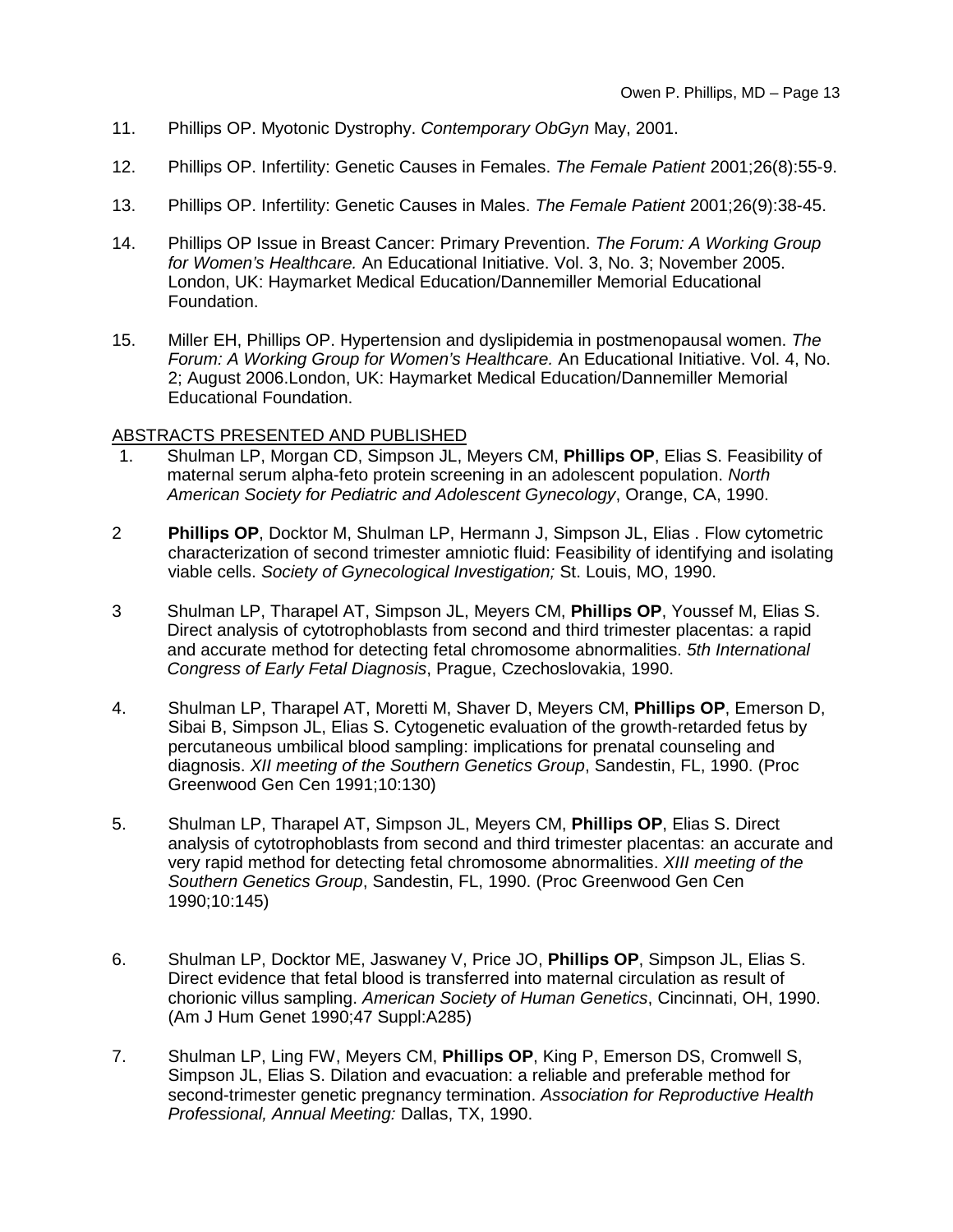11. Phillips OP. Myotonic Dystrophy. *Contemporary ObGyn* May, 2001.

12. Phillips OP. Infertility: Genetic Causes in Females. *The Female Patient* 2001;26(8):55-9.

13. Phillips OP. Infertility: Genetic Causes in Males. *The Female Patient* 2001;26(9):38-45.

14. Phillips OP Issue in Breast Cancer: Primary Prevention. *The Forum: A Working Group for Women's Healthcare.* An Educational Initiative. Vol. 3, No. 3; November 2005. London, UK: Haymarket Medical Education/Dannemiller Memorial Educational Foundation.

15. Miller EH, Phillips OP. Hypertension and dyslipidemia in postmenopausal women. *The Forum: A Working Group for Women's Healthcare.* An Educational Initiative. Vol. 4, No. 2; August 2006.London, UK: Haymarket Medical Education/Dannemiller Memorial Educational Foundation.

<u>ABSTRACTS PRESENTED AND PUBLISHED</u>

1. Shulman LP, Morgan CD, Simpson JL, Meyers CM, **Phillips OP**, Elias S. Feasibility of maternal serum alpha-feto protein screening in an adolescent population. *North American Society for Pediatric and Adolescent Gynecology*, Orange, CA, 1990.

2 **Phillips OP**, Docktor M, Shulman LP, Hermann J, Simpson JL, Elias . Flow cytometric characterization of second trimester amniotic fluid: Feasibility of identifying and isolating viable cells. *Society of Gynecological Investigation;* St. Louis, MO, 1990.

3 Shulman LP, Tharapel AT, Simpson JL, Meyers CM, **Phillips OP**, Youssef M, Elias S. Direct analysis of cytotrophoblasts from second and third trimester placentas: a rapid and accurate method for detecting fetal chromosome abnormalities. *5th International Congress of Early Fetal Diagnosis*, Prague, Czechoslovakia, 1990.

4. Shulman LP, Tharapel AT, Moretti M, Shaver D, Meyers CM, **Phillips OP**, Emerson D, Sibai B, Simpson JL, Elias S. Cytogenetic evaluation of the growth-retarded fetus by percutaneous umbilical blood sampling: implications for prenatal counseling and diagnosis. *XII meeting of the Southern Genetics Group*, Sandestin, FL, 1990. (Proc Greenwood Gen Cen 1991;10:130)

5. Shulman LP, Tharapel AT, Simpson JL, Meyers CM, **Phillips OP**, Elias S. Direct analysis of cytotrophoblasts from second and third trimester placentas: an accurate and very rapid method for detecting fetal chromosome abnormalities. *XIII meeting of the Southern Genetics Group*, Sandestin, FL, 1990. (Proc Greenwood Gen Cen 1990;10:145)

6. Shulman LP, Docktor ME, Jaswaney V, Price JO, **Phillips OP**, Simpson JL, Elias S. Direct evidence that fetal blood is transferred into maternal circulation as result of chorionic villus sampling. *American Society of Human Genetics*, Cincinnati, OH, 1990. (Am J Hum Genet 1990;47 Suppl:A285)

7. Shulman LP, Ling FW, Meyers CM, **Phillips OP**, King P, Emerson DS, Cromwell S, Simpson JL, Elias S. Dilation and evacuation: a reliable and preferable method for second-trimester genetic pregnancy termination. *Association for Reproductive Health Professional, Annual Meeting:* Dallas, TX, 1990.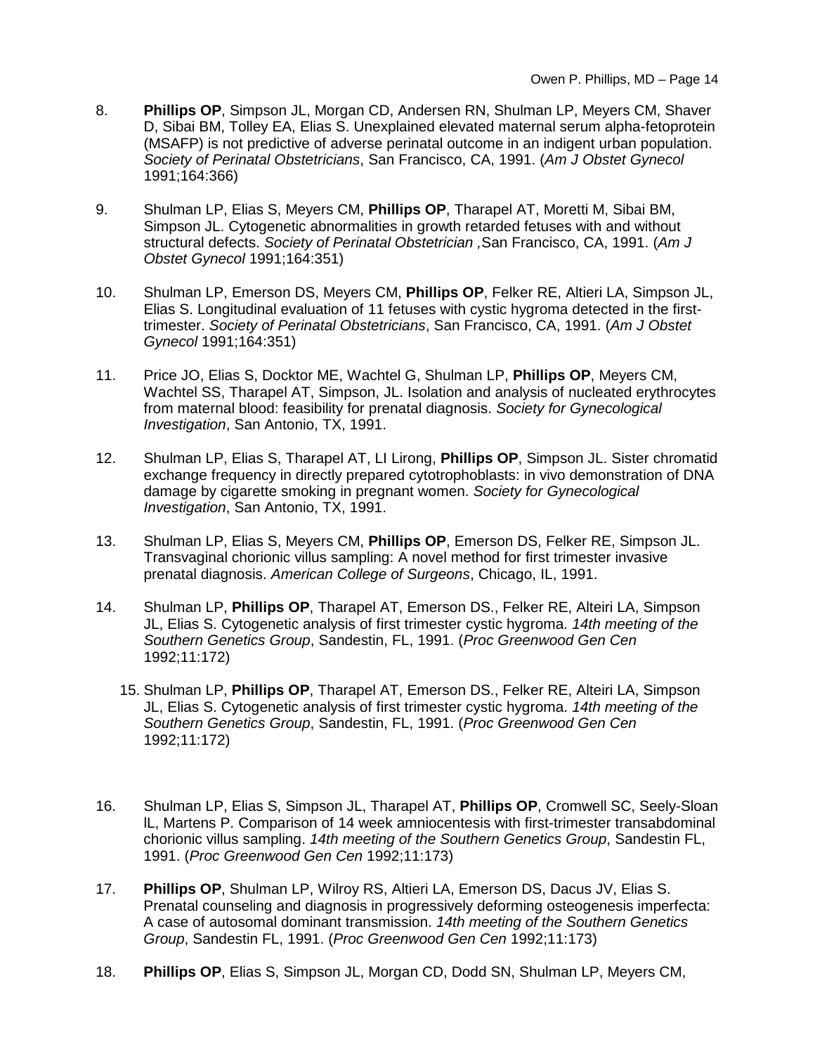8. **Phillips OP**, Simpson JL, Morgan CD, Andersen RN, Shulman LP, Meyers CM, Shaver D, Sibai BM, Tolley EA, Elias S. Unexplained elevated maternal serum alpha-fetoprotein (MSAFP) is not predictive of adverse perinatal outcome in an indigent urban population. *Society of Perinatal Obstetricians*, San Francisco, CA, 1991. (*Am J Obstet Gynecol* 1991;164:366)

9. Shulman LP, Elias S, Meyers CM, **Phillips OP**, Tharapel AT, Moretti M, Sibai BM, Simpson JL. Cytogenetic abnormalities in growth retarded fetuses with and without structural defects. *Society of Perinatal Obstetrician ,*San Francisco, CA, 1991. (*Am J Obstet Gynecol* 1991;164:351)

10. Shulman LP, Emerson DS, Meyers CM, **Phillips OP**, Felker RE, Altieri LA, Simpson JL, Elias S. Longitudinal evaluation of 11 fetuses with cystic hygroma detected in the first-trimester. *Society of Perinatal Obstetricians*, San Francisco, CA, 1991. (*Am J Obstet Gynecol* 1991;164:351)

11. Price JO, Elias S, Docktor ME, Wachtel G, Shulman LP, **Phillips OP**, Meyers CM, Wachtel SS, Tharapel AT, Simpson, JL. Isolation and analysis of nucleated erythrocytes from maternal blood: feasibility for prenatal diagnosis. *Society for Gynecological Investigation*, San Antonio, TX, 1991.

12. Shulman LP, Elias S, Tharapel AT, LI Lirong, **Phillips OP**, Simpson JL. Sister chromatid exchange frequency in directly prepared cytotrophoblasts: in vivo demonstration of DNA damage by cigarette smoking in pregnant women. *Society for Gynecological Investigation*, San Antonio, TX, 1991.

13. Shulman LP, Elias S, Meyers CM, **Phillips OP**, Emerson DS, Felker RE, Simpson JL. Transvaginal chorionic villus sampling: A novel method for first trimester invasive prenatal diagnosis. *American College of Surgeons*, Chicago, IL, 1991.

14. Shulman LP, **Phillips OP**, Tharapel AT, Emerson DS., Felker RE, Alteiri LA, Simpson JL, Elias S. Cytogenetic analysis of first trimester cystic hygroma. *14th meeting of the Southern Genetics Group*, Sandestin, FL, 1991. (*Proc Greenwood Gen Cen* 1992;11:172)

15. Shulman LP, **Phillips OP**, Tharapel AT, Emerson DS., Felker RE, Alteiri LA, Simpson JL, Elias S. Cytogenetic analysis of first trimester cystic hygroma. *14th meeting of the Southern Genetics Group*, Sandestin, FL, 1991. (*Proc Greenwood Gen Cen* 1992;11:172)

16. Shulman LP, Elias S, Simpson JL, Tharapel AT, **Phillips OP**, Cromwell SC, Seely-Sloan lL, Martens P. Comparison of 14 week amniocentesis with first-trimester transabdominal chorionic villus sampling. *14th meeting of the Southern Genetics Group*, Sandestin FL, 1991. (*Proc Greenwood Gen Cen* 1992;11:173)

17. **Phillips OP**, Shulman LP, Wilroy RS, Altieri LA, Emerson DS, Dacus JV, Elias S. Prenatal counseling and diagnosis in progressively deforming osteogenesis imperfecta: A case of autosomal dominant transmission. *14th meeting of the Southern Genetics Group*, Sandestin FL, 1991. (*Proc Greenwood Gen Cen* 1992;11:173)

18. **Phillips OP**, Elias S, Simpson JL, Morgan CD, Dodd SN, Shulman LP, Meyers CM,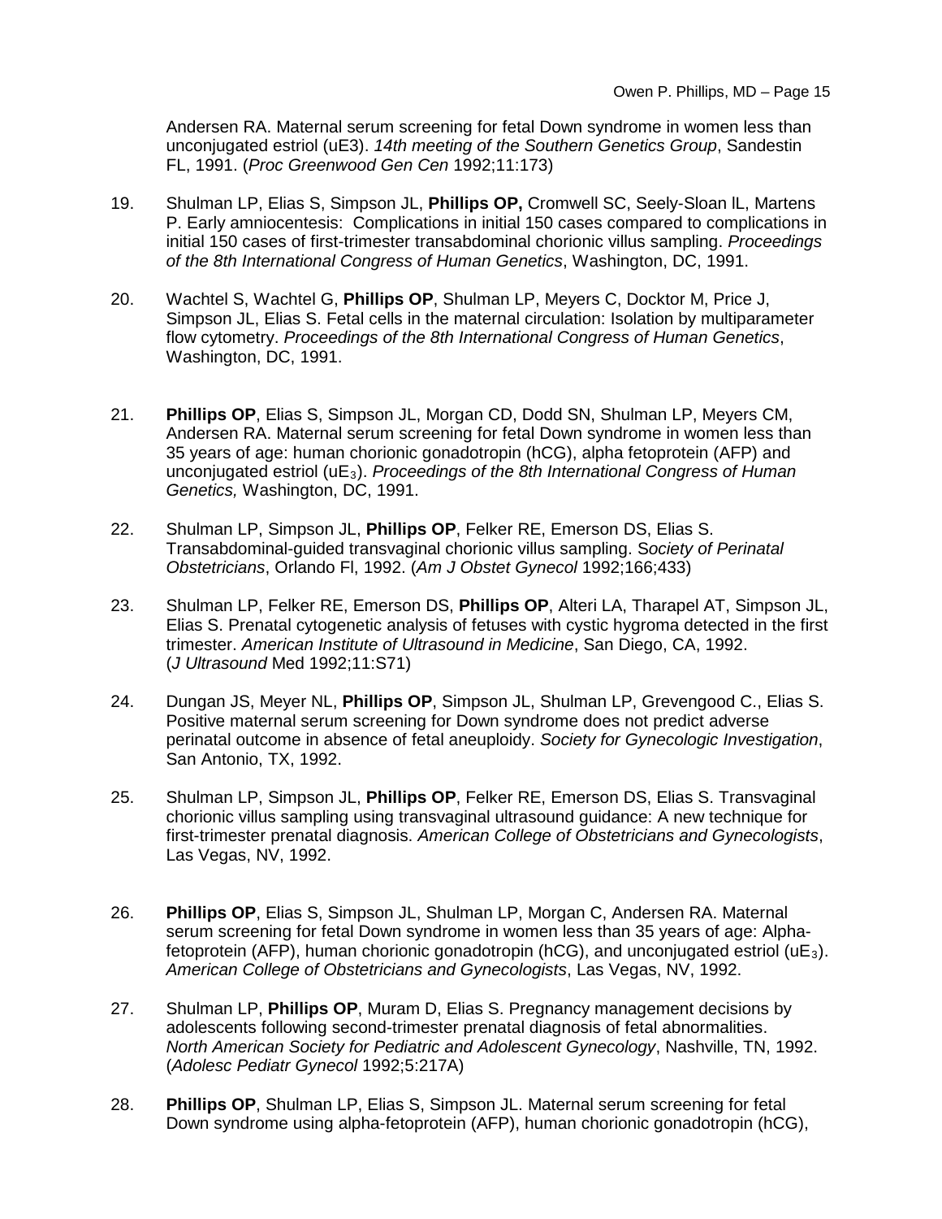Andersen RA. Maternal serum screening for fetal Down syndrome in women less than unconjugated estriol (uE3). *14th meeting of the Southern Genetics Group*, Sandestin FL, 1991. (*Proc Greenwood Gen Cen* 1992;11:173)

19. Shulman LP, Elias S, Simpson JL, **Phillips OP,** Cromwell SC, Seely-Sloan lL, Martens P. Early amniocentesis: Complications in initial 150 cases compared to complications in initial 150 cases of first-trimester transabdominal chorionic villus sampling. *Proceedings of the 8th International Congress of Human Genetics*, Washington, DC, 1991.

20. Wachtel S, Wachtel G, **Phillips OP**, Shulman LP, Meyers C, Docktor M, Price J, Simpson JL, Elias S. Fetal cells in the maternal circulation: Isolation by multiparameter flow cytometry. *Proceedings of the 8th International Congress of Human Genetics*, Washington, DC, 1991.

21. **Phillips OP**, Elias S, Simpson JL, Morgan CD, Dodd SN, Shulman LP, Meyers CM, Andersen RA. Maternal serum screening for fetal Down syndrome in women less than 35 years of age: human chorionic gonadotropin (hCG), alpha fetoprotein (AFP) and unconjugated estriol ($uE_3$). *Proceedings of the 8th International Congress of Human Genetics,* Washington, DC, 1991.

22. Shulman LP, Simpson JL, **Phillips OP**, Felker RE, Emerson DS, Elias S. Transabdominal-guided transvaginal chorionic villus sampling. *Society of Perinatal Obstetricians*, Orlando Fl, 1992. (*Am J Obstet Gynecol* 1992;166;433)

23. Shulman LP, Felker RE, Emerson DS, **Phillips OP**, Alteri LA, Tharapel AT, Simpson JL, Elias S. Prenatal cytogenetic analysis of fetuses with cystic hygroma detected in the first trimester. *American Institute of Ultrasound in Medicine*, San Diego, CA, 1992. (*J Ultrasound* Med 1992;11:S71)

24. Dungan JS, Meyer NL, **Phillips OP**, Simpson JL, Shulman LP, Grevengood C., Elias S. Positive maternal serum screening for Down syndrome does not predict adverse perinatal outcome in absence of fetal aneuploidy. *Society for Gynecologic Investigation*, San Antonio, TX, 1992.

25. Shulman LP, Simpson JL, **Phillips OP**, Felker RE, Emerson DS, Elias S. Transvaginal chorionic villus sampling using transvaginal ultrasound guidance: A new technique for first-trimester prenatal diagnosis. *American College of Obstetricians and Gynecologists*, Las Vegas, NV, 1992.

26. **Phillips OP**, Elias S, Simpson JL, Shulman LP, Morgan C, Andersen RA. Maternal serum screening for fetal Down syndrome in women less than 35 years of age: Alpha-fetoprotein (AFP), human chorionic gonadotropin (hCG), and unconjugated estriol ($uE_3$). *American College of Obstetricians and Gynecologists*, Las Vegas, NV, 1992.

27. Shulman LP, **Phillips OP**, Muram D, Elias S. Pregnancy management decisions by adolescents following second-trimester prenatal diagnosis of fetal abnormalities. *North American Society for Pediatric and Adolescent Gynecology*, Nashville, TN, 1992. (*Adolesc Pediatr Gynecol* 1992;5:217A)

28. **Phillips OP**, Shulman LP, Elias S, Simpson JL. Maternal serum screening for fetal Down syndrome using alpha-fetoprotein (AFP), human chorionic gonadotropin (hCG),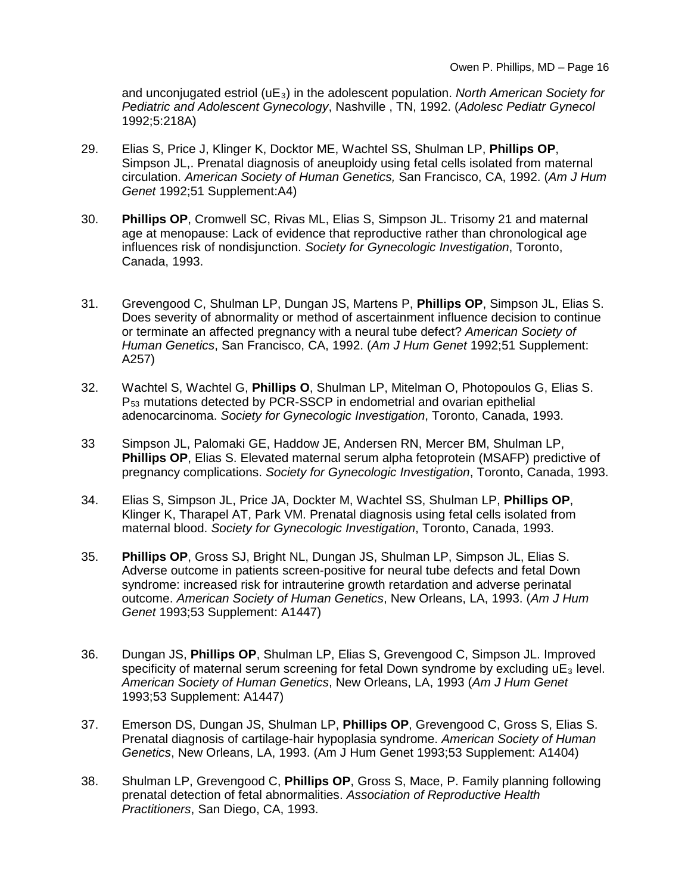and unconjugated estriol ($uE_3$) in the adolescent population. *North American Society for Pediatric and Adolescent Gynecology*, Nashville , TN, 1992. (*Adolesc Pediatr Gynecol* 1992;5:218A)

29. Elias S, Price J, Klinger K, Docktor ME, Wachtel SS, Shulman LP, **Phillips OP**, Simpson JL,. Prenatal diagnosis of aneuploidy using fetal cells isolated from maternal circulation. *American Society of Human Genetics,* San Francisco, CA, 1992. (*Am J Hum Genet* 1992;51 Supplement:A4)

30. **Phillips OP**, Cromwell SC, Rivas ML, Elias S, Simpson JL. Trisomy 21 and maternal age at menopause: Lack of evidence that reproductive rather than chronological age influences risk of nondisjunction. *Society for Gynecologic Investigation*, Toronto, Canada, 1993.

31. Grevengood C, Shulman LP, Dungan JS, Martens P, **Phillips OP**, Simpson JL, Elias S. Does severity of abnormality or method of ascertainment influence decision to continue or terminate an affected pregnancy with a neural tube defect? *American Society of Human Genetics*, San Francisco, CA, 1992. (*Am J Hum Genet* 1992;51 Supplement: A257)

32. Wachtel S, Wachtel G, **Phillips O**, Shulman LP, Mitelman O, Photopoulos G, Elias S. $P_{53}$ mutations detected by PCR-SSCP in endometrial and ovarian epithelial adenocarcinoma. *Society for Gynecologic Investigation*, Toronto, Canada, 1993.

33 Simpson JL, Palomaki GE, Haddow JE, Andersen RN, Mercer BM, Shulman LP, **Phillips OP**, Elias S. Elevated maternal serum alpha fetoprotein (MSAFP) predictive of pregnancy complications. *Society for Gynecologic Investigation*, Toronto, Canada, 1993.

34. Elias S, Simpson JL, Price JA, Dockter M, Wachtel SS, Shulman LP, **Phillips OP**, Klinger K, Tharapel AT, Park VM. Prenatal diagnosis using fetal cells isolated from maternal blood. *Society for Gynecologic Investigation*, Toronto, Canada, 1993.

35. **Phillips OP**, Gross SJ, Bright NL, Dungan JS, Shulman LP, Simpson JL, Elias S. Adverse outcome in patients screen-positive for neural tube defects and fetal Down syndrome: increased risk for intrauterine growth retardation and adverse perinatal outcome. *American Society of Human Genetics*, New Orleans, LA, 1993. (*Am J Hum Genet* 1993;53 Supplement: A1447)

36. Dungan JS, **Phillips OP**, Shulman LP, Elias S, Grevengood C, Simpson JL. Improved specificity of maternal serum screening for fetal Down syndrome by excluding $uE_3$ level. *American Society of Human Genetics*, New Orleans, LA, 1993 (*Am J Hum Genet* 1993;53 Supplement: A1447)

37. Emerson DS, Dungan JS, Shulman LP, **Phillips OP**, Grevengood C, Gross S, Elias S. Prenatal diagnosis of cartilage-hair hypoplasia syndrome. *American Society of Human Genetics*, New Orleans, LA, 1993. (Am J Hum Genet 1993;53 Supplement: A1404)

38. Shulman LP, Grevengood C, **Phillips OP**, Gross S, Mace, P. Family planning following prenatal detection of fetal abnormalities. *Association of Reproductive Health Practitioners*, San Diego, CA, 1993.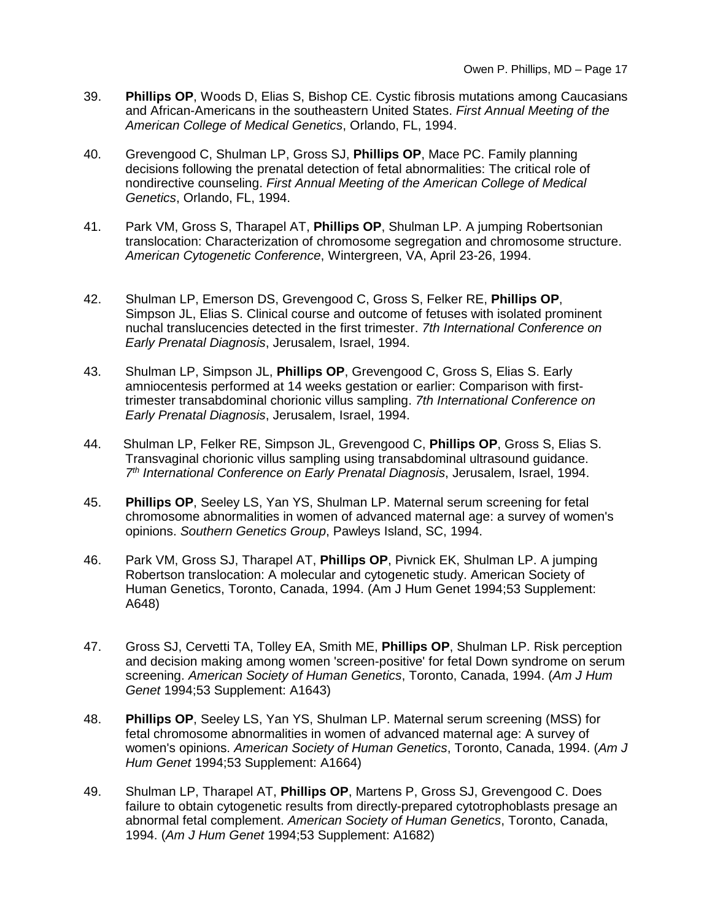39. **Phillips OP**, Woods D, Elias S, Bishop CE. Cystic fibrosis mutations among Caucasians and African-Americans in the southeastern United States. *First Annual Meeting of the American College of Medical Genetics*, Orlando, FL, 1994.

40. Grevengood C, Shulman LP, Gross SJ, **Phillips OP**, Mace PC. Family planning decisions following the prenatal detection of fetal abnormalities: The critical role of nondirective counseling. *First Annual Meeting of the American College of Medical Genetics*, Orlando, FL, 1994.

41. Park VM, Gross S, Tharapel AT, **Phillips OP**, Shulman LP. A jumping Robertsonian translocation: Characterization of chromosome segregation and chromosome structure. *American Cytogenetic Conference*, Wintergreen, VA, April 23-26, 1994.

42. Shulman LP, Emerson DS, Grevengood C, Gross S, Felker RE, **Phillips OP**, Simpson JL, Elias S. Clinical course and outcome of fetuses with isolated prominent nuchal translucencies detected in the first trimester. *7th International Conference on Early Prenatal Diagnosis*, Jerusalem, Israel, 1994.

43. Shulman LP, Simpson JL, **Phillips OP**, Grevengood C, Gross S, Elias S. Early amniocentesis performed at 14 weeks gestation or earlier: Comparison with first-trimester transabdominal chorionic villus sampling. *7th International Conference on Early Prenatal Diagnosis*, Jerusalem, Israel, 1994.

44. Shulman LP, Felker RE, Simpson JL, Grevengood C, **Phillips OP**, Gross S, Elias S. Transvaginal chorionic villus sampling using transabdominal ultrasound guidance. *7th International Conference on Early Prenatal Diagnosis*, Jerusalem, Israel, 1994.

45. **Phillips OP**, Seeley LS, Yan YS, Shulman LP. Maternal serum screening for fetal chromosome abnormalities in women of advanced maternal age: a survey of women's opinions. *Southern Genetics Group*, Pawleys Island, SC, 1994.

46. Park VM, Gross SJ, Tharapel AT, **Phillips OP**, Pivnick EK, Shulman LP. A jumping Robertson translocation: A molecular and cytogenetic study. American Society of Human Genetics, Toronto, Canada, 1994. (Am J Hum Genet 1994;53 Supplement: A648)

47. Gross SJ, Cervetti TA, Tolley EA, Smith ME, **Phillips OP**, Shulman LP. Risk perception and decision making among women 'screen-positive' for fetal Down syndrome on serum screening. *American Society of Human Genetics*, Toronto, Canada, 1994. (*Am J Hum Genet* 1994;53 Supplement: A1643)

48. **Phillips OP**, Seeley LS, Yan YS, Shulman LP. Maternal serum screening (MSS) for fetal chromosome abnormalities in women of advanced maternal age: A survey of women's opinions. *American Society of Human Genetics*, Toronto, Canada, 1994. (*Am J Hum Genet* 1994;53 Supplement: A1664)

49. Shulman LP, Tharapel AT, **Phillips OP**, Martens P, Gross SJ, Grevengood C. Does failure to obtain cytogenetic results from directly-prepared cytotrophoblasts presage an abnormal fetal complement. *American Society of Human Genetics*, Toronto, Canada, 1994. (*Am J Hum Genet* 1994;53 Supplement: A1682)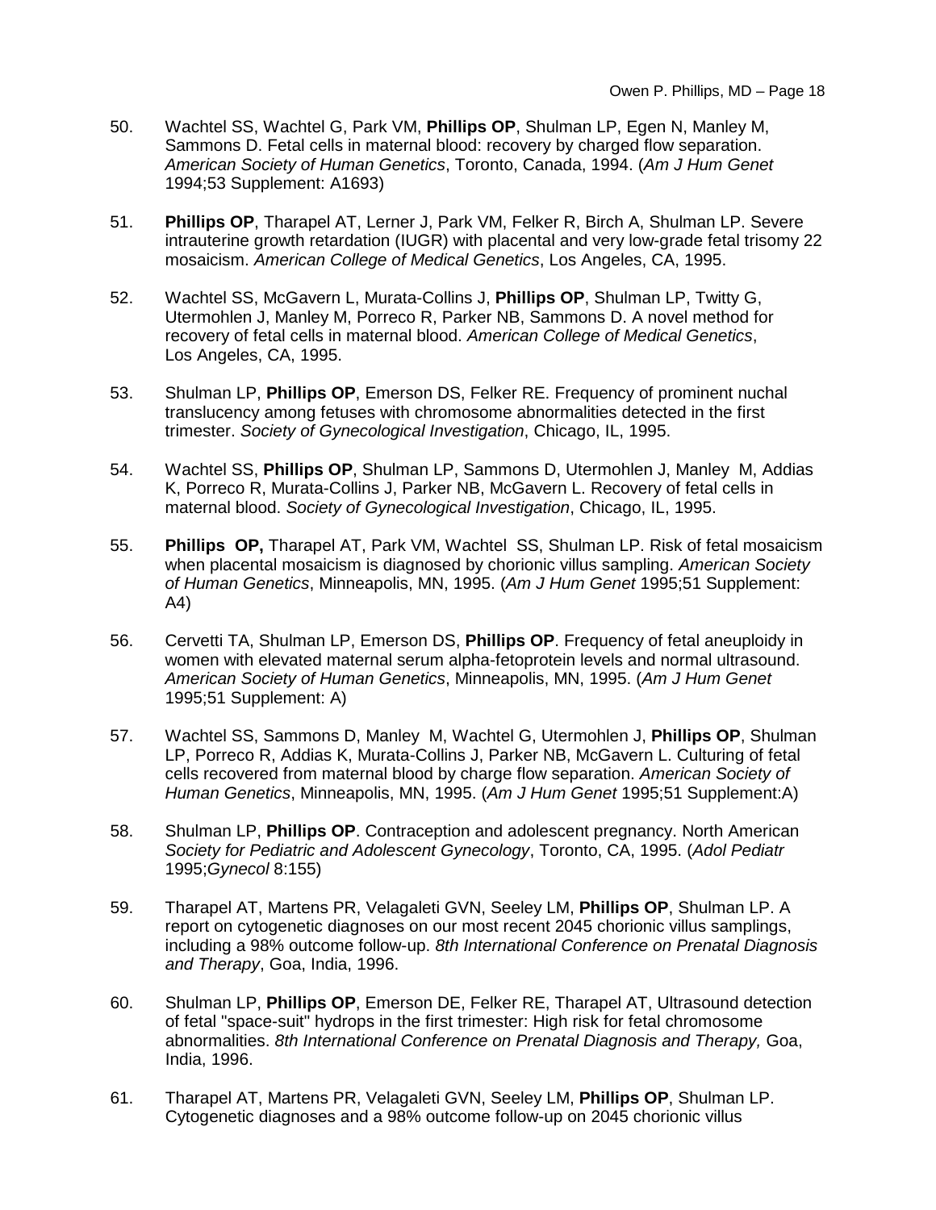50. Wachtel SS, Wachtel G, Park VM, **Phillips OP**, Shulman LP, Egen N, Manley M, Sammons D. Fetal cells in maternal blood: recovery by charged flow separation. *American Society of Human Genetics*, Toronto, Canada, 1994. (*Am J Hum Genet* 1994;53 Supplement: A1693)

51. **Phillips OP**, Tharapel AT, Lerner J, Park VM, Felker R, Birch A, Shulman LP. Severe intrauterine growth retardation (IUGR) with placental and very low-grade fetal trisomy 22 mosaicism. *American College of Medical Genetics*, Los Angeles, CA, 1995.

52. Wachtel SS, McGavern L, Murata-Collins J, **Phillips OP**, Shulman LP, Twitty G, Utermohlen J, Manley M, Porreco R, Parker NB, Sammons D. A novel method for recovery of fetal cells in maternal blood. *American College of Medical Genetics*, Los Angeles, CA, 1995.

53. Shulman LP, **Phillips OP**, Emerson DS, Felker RE. Frequency of prominent nuchal translucency among fetuses with chromosome abnormalities detected in the first trimester. *Society of Gynecological Investigation*, Chicago, IL, 1995.

54. Wachtel SS, **Phillips OP**, Shulman LP, Sammons D, Utermohlen J, Manley M, Addias K, Porreco R, Murata-Collins J, Parker NB, McGavern L. Recovery of fetal cells in maternal blood. *Society of Gynecological Investigation*, Chicago, IL, 1995.

55. **Phillips OP,** Tharapel AT, Park VM, Wachtel SS, Shulman LP. Risk of fetal mosaicism when placental mosaicism is diagnosed by chorionic villus sampling. *American Society of Human Genetics*, Minneapolis, MN, 1995. (*Am J Hum Genet* 1995;51 Supplement: A4)

56. Cervetti TA, Shulman LP, Emerson DS, **Phillips OP**. Frequency of fetal aneuploidy in women with elevated maternal serum alpha-fetoprotein levels and normal ultrasound. *American Society of Human Genetics*, Minneapolis, MN, 1995. (*Am J Hum Genet* 1995;51 Supplement: A)

57. Wachtel SS, Sammons D, Manley M, Wachtel G, Utermohlen J, **Phillips OP**, Shulman LP, Porreco R, Addias K, Murata-Collins J, Parker NB, McGavern L. Culturing of fetal cells recovered from maternal blood by charge flow separation. *American Society of Human Genetics*, Minneapolis, MN, 1995. (*Am J Hum Genet* 1995;51 Supplement:A)

58. Shulman LP, **Phillips OP**. Contraception and adolescent pregnancy. North American *Society for Pediatric and Adolescent Gynecology*, Toronto, CA, 1995. (*Adol Pediatr* 1995;*Gynecol* 8:155)

59. Tharapel AT, Martens PR, Velagaleti GVN, Seeley LM, **Phillips OP**, Shulman LP. A report on cytogenetic diagnoses on our most recent 2045 chorionic villus samplings, including a 98% outcome follow-up. *8th International Conference on Prenatal Diagnosis and Therapy*, Goa, India, 1996.

60. Shulman LP, **Phillips OP**, Emerson DE, Felker RE, Tharapel AT, Ultrasound detection of fetal "space-suit" hydrops in the first trimester: High risk for fetal chromosome abnormalities. *8th International Conference on Prenatal Diagnosis and Therapy,* Goa, India, 1996.

61. Tharapel AT, Martens PR, Velagaleti GVN, Seeley LM, **Phillips OP**, Shulman LP. Cytogenetic diagnoses and a 98% outcome follow-up on 2045 chorionic villus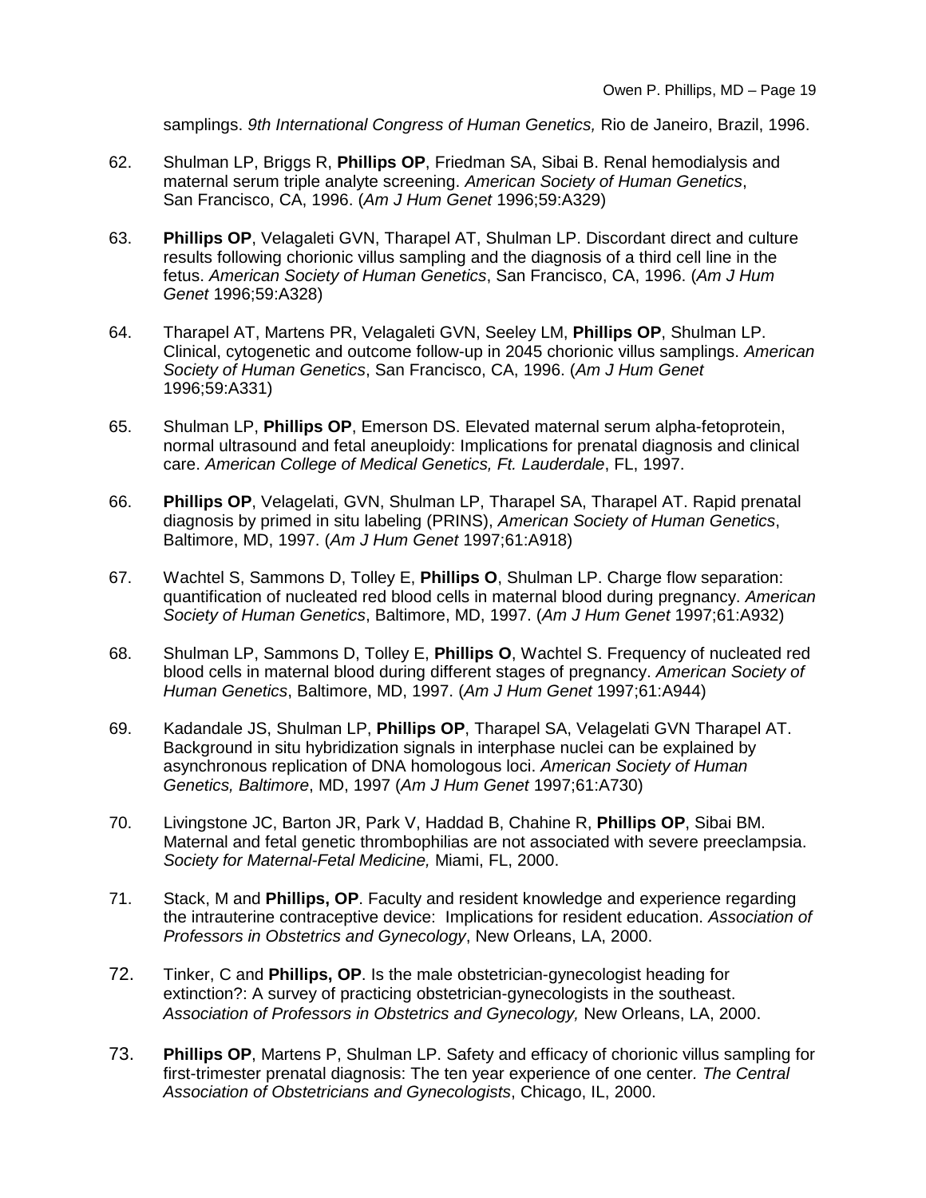samplings. *9th International Congress of Human Genetics,* Rio de Janeiro, Brazil, 1996.

62. Shulman LP, Briggs R, **Phillips OP**, Friedman SA, Sibai B. Renal hemodialysis and maternal serum triple analyte screening. *American Society of Human Genetics*, San Francisco, CA, 1996. (*Am J Hum Genet* 1996;59:A329)

63. **Phillips OP**, Velagaleti GVN, Tharapel AT, Shulman LP. Discordant direct and culture results following chorionic villus sampling and the diagnosis of a third cell line in the fetus. *American Society of Human Genetics*, San Francisco, CA, 1996. (*Am J Hum Genet* 1996;59:A328)

64. Tharapel AT, Martens PR, Velagaleti GVN, Seeley LM, **Phillips OP**, Shulman LP. Clinical, cytogenetic and outcome follow-up in 2045 chorionic villus samplings. *American Society of Human Genetics*, San Francisco, CA, 1996. (*Am J Hum Genet* 1996;59:A331)

65. Shulman LP, **Phillips OP**, Emerson DS. Elevated maternal serum alpha-fetoprotein, normal ultrasound and fetal aneuploidy: Implications for prenatal diagnosis and clinical care. *American College of Medical Genetics, Ft. Lauderdale*, FL, 1997.

66. **Phillips OP**, Velagelati, GVN, Shulman LP, Tharapel SA, Tharapel AT. Rapid prenatal diagnosis by primed in situ labeling (PRINS), *American Society of Human Genetics*, Baltimore, MD, 1997. (*Am J Hum Genet* 1997;61:A918)

67. Wachtel S, Sammons D, Tolley E, **Phillips O**, Shulman LP. Charge flow separation: quantification of nucleated red blood cells in maternal blood during pregnancy. *American Society of Human Genetics*, Baltimore, MD, 1997. (*Am J Hum Genet* 1997;61:A932)

68. Shulman LP, Sammons D, Tolley E, **Phillips O**, Wachtel S. Frequency of nucleated red blood cells in maternal blood during different stages of pregnancy. *American Society of Human Genetics*, Baltimore, MD, 1997. (*Am J Hum Genet* 1997;61:A944)

69. Kadandale JS, Shulman LP, **Phillips OP**, Tharapel SA, Velagelati GVN Tharapel AT. Background in situ hybridization signals in interphase nuclei can be explained by asynchronous replication of DNA homologous loci. *American Society of Human Genetics, Baltimore*, MD, 1997 (*Am J Hum Genet* 1997;61:A730)

70. Livingstone JC, Barton JR, Park V, Haddad B, Chahine R, **Phillips OP**, Sibai BM. Maternal and fetal genetic thrombophilias are not associated with severe preeclampsia. *Society for Maternal-Fetal Medicine,* Miami, FL, 2000.

71. Stack, M and **Phillips, OP**. Faculty and resident knowledge and experience regarding the intrauterine contraceptive device: Implications for resident education. *Association of Professors in Obstetrics and Gynecology*, New Orleans, LA, 2000.

72. Tinker, C and **Phillips, OP**. Is the male obstetrician-gynecologist heading for extinction?: A survey of practicing obstetrician-gynecologists in the southeast. *Association of Professors in Obstetrics and Gynecology,* New Orleans, LA, 2000.

73. **Phillips OP**, Martens P, Shulman LP. Safety and efficacy of chorionic villus sampling for first-trimester prenatal diagnosis: The ten year experience of one center. *The Central Association of Obstetricians and Gynecologists*, Chicago, IL, 2000.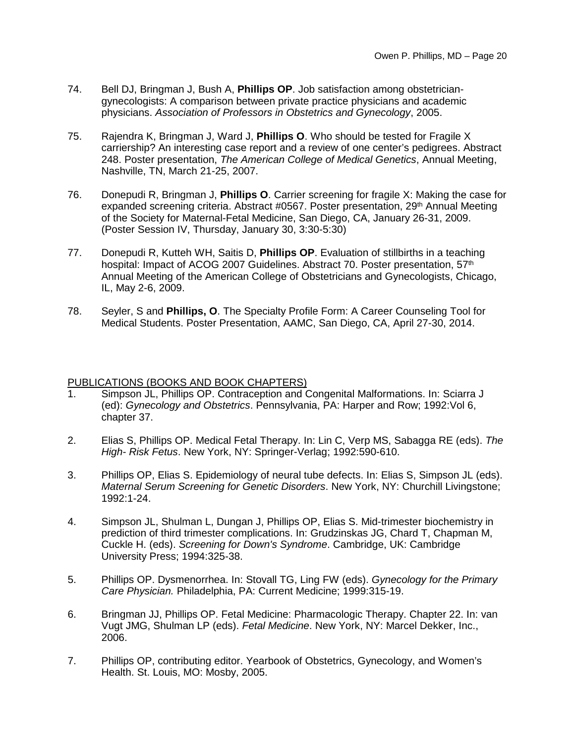74. Bell DJ, Bringman J, Bush A, **Phillips OP**. Job satisfaction among obstetrician-gynecologists: A comparison between private practice physicians and academic physicians. *Association of Professors in Obstetrics and Gynecology*, 2005.

75. Rajendra K, Bringman J, Ward J, **Phillips O**. Who should be tested for Fragile X carriership? An interesting case report and a review of one center's pedigrees. Abstract 248. Poster presentation, *The American College of Medical Genetics*, Annual Meeting, Nashville, TN, March 21-25, 2007.

76. Donepudi R, Bringman J, **Phillips O**. Carrier screening for fragile X: Making the case for expanded screening criteria. Abstract #0567. Poster presentation, 29th Annual Meeting of the Society for Maternal-Fetal Medicine, San Diego, CA, January 26-31, 2009. (Poster Session IV, Thursday, January 30, 3:30-5:30)

77. Donepudi R, Kutteh WH, Saitis D, **Phillips OP**. Evaluation of stillbirths in a teaching hospital: Impact of ACOG 2007 Guidelines. Abstract 70. Poster presentation, 57th Annual Meeting of the American College of Obstetricians and Gynecologists, Chicago, IL, May 2-6, 2009.

78. Seyler, S and **Phillips, O**. The Specialty Profile Form: A Career Counseling Tool for Medical Students. Poster Presentation, AAMC, San Diego, CA, April 27-30, 2014.

PUBLICATIONS (BOOKS AND BOOK CHAPTERS)

1. Simpson JL, Phillips OP. Contraception and Congenital Malformations. In: Sciarra J (ed): *Gynecology and Obstetrics*. Pennsylvania, PA: Harper and Row; 1992:Vol 6, chapter 37.

2. Elias S, Phillips OP. Medical Fetal Therapy. In: Lin C, Verp MS, Sabagga RE (eds). *The High- Risk Fetus*. New York, NY: Springer-Verlag; 1992:590-610.

3. Phillips OP, Elias S. Epidemiology of neural tube defects. In: Elias S, Simpson JL (eds). *Maternal Serum Screening for Genetic Disorders*. New York, NY: Churchill Livingstone; 1992:1-24.

4. Simpson JL, Shulman L, Dungan J, Phillips OP, Elias S. Mid-trimester biochemistry in prediction of third trimester complications. In: Grudzinskas JG, Chard T, Chapman M, Cuckle H. (eds). *Screening for Down's Syndrome*. Cambridge, UK: Cambridge University Press; 1994:325-38.

5. Phillips OP. Dysmenorrhea. In: Stovall TG, Ling FW (eds). *Gynecology for the Primary Care Physician.* Philadelphia, PA: Current Medicine; 1999:315-19.

6. Bringman JJ, Phillips OP. Fetal Medicine: Pharmacologic Therapy. Chapter 22. In: van Vugt JMG, Shulman LP (eds). *Fetal Medicine*. New York, NY: Marcel Dekker, Inc., 2006.

7. Phillips OP, contributing editor. Yearbook of Obstetrics, Gynecology, and Women's Health. St. Louis, MO: Mosby, 2005.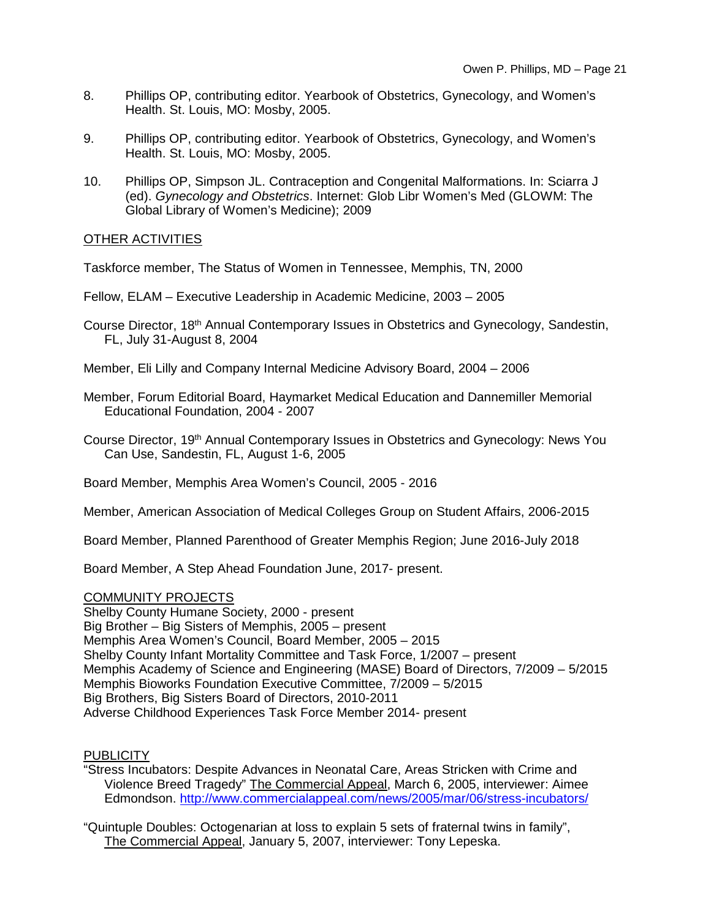8. Phillips OP, contributing editor. Yearbook of Obstetrics, Gynecology, and Women's Health. St. Louis, MO: Mosby, 2005.

9. Phillips OP, contributing editor. Yearbook of Obstetrics, Gynecology, and Women's Health. St. Louis, MO: Mosby, 2005.

10. Phillips OP, Simpson JL. Contraception and Congenital Malformations. In: Sciarra J (ed). *Gynecology and Obstetrics*. Internet: Glob Libr Women's Med (GLOWM: The Global Library of Women's Medicine); 2009

## OTHER ACTIVITIES

Taskforce member, The Status of Women in Tennessee, Memphis, TN, 2000

Fellow, ELAM – Executive Leadership in Academic Medicine, 2003 – 2005

Course Director, 18th Annual Contemporary Issues in Obstetrics and Gynecology, Sandestin, FL, July 31-August 8, 2004

Member, Eli Lilly and Company Internal Medicine Advisory Board, 2004 – 2006

Member, Forum Editorial Board, Haymarket Medical Education and Dannemiller Memorial Educational Foundation, 2004 - 2007

Course Director, 19th Annual Contemporary Issues in Obstetrics and Gynecology: News You Can Use, Sandestin, FL, August 1-6, 2005

Board Member, Memphis Area Women's Council, 2005 - 2016

Member, American Association of Medical Colleges Group on Student Affairs, 2006-2015

Board Member, Planned Parenthood of Greater Memphis Region; June 2016-July 2018

Board Member, A Step Ahead Foundation June, 2017- present.

## COMMUNITY PROJECTS

Shelby County Humane Society, 2000 - present
Big Brother – Big Sisters of Memphis, 2005 – present
Memphis Area Women's Council, Board Member, 2005 – 2015
Shelby County Infant Mortality Committee and Task Force, 1/2007 – present
Memphis Academy of Science and Engineering (MASE) Board of Directors, 7/2009 – 5/2015
Memphis Bioworks Foundation Executive Committee, 7/2009 – 5/2015
Big Brothers, Big Sisters Board of Directors, 2010-2011
Adverse Childhood Experiences Task Force Member 2014- present

## PUBLICITY

"Stress Incubators: Despite Advances in Neonatal Care, Areas Stricken with Crime and Violence Breed Tragedy" The Commercial Appeal, March 6, 2005, interviewer: Aimee Edmondson. http://www.commercialappeal.com/news/2005/mar/06/stress-incubators/

"Quintuple Doubles: Octogenarian at loss to explain 5 sets of fraternal twins in family", The Commercial Appeal, January 5, 2007, interviewer: Tony Lepeska.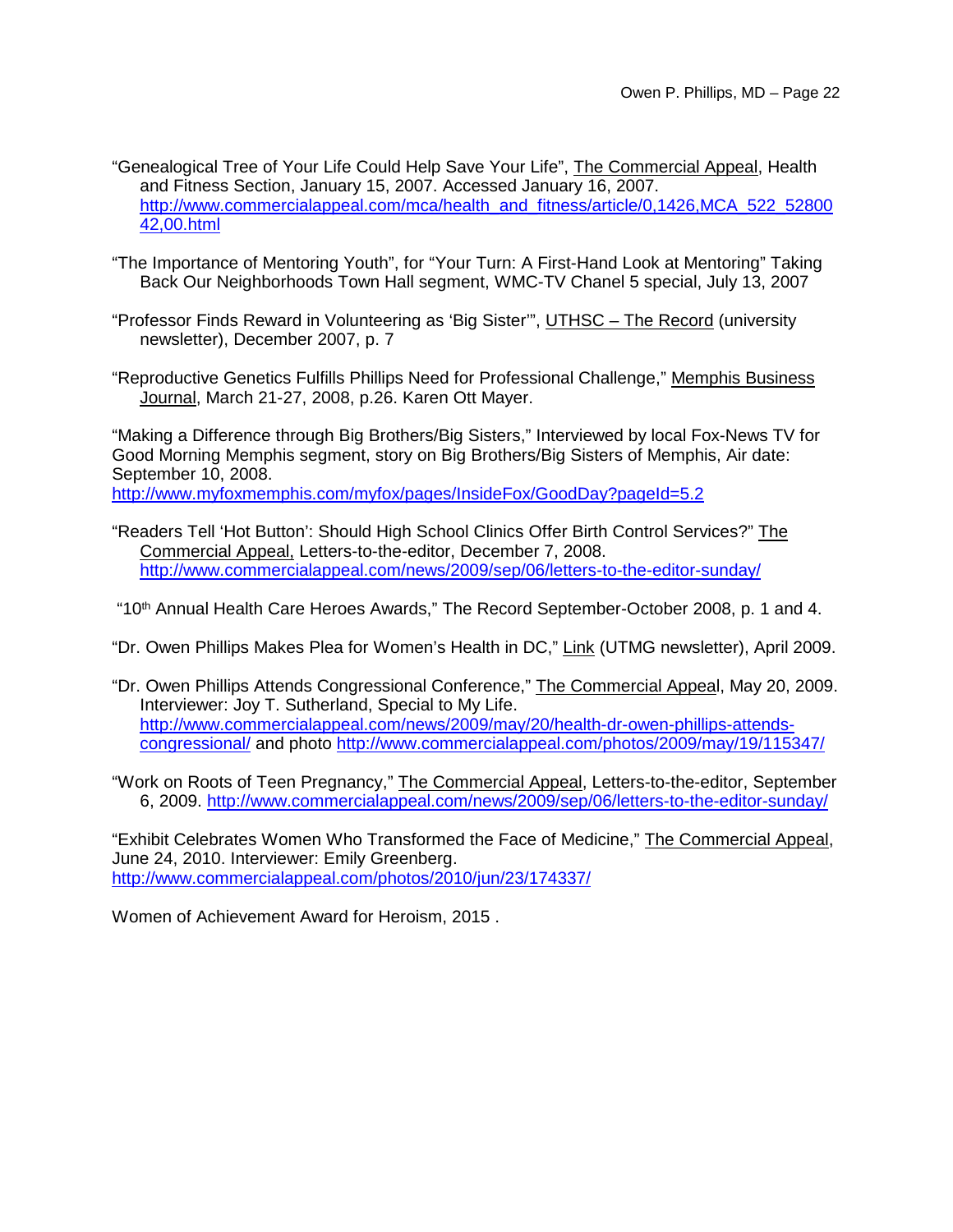"Genealogical Tree of Your Life Could Help Save Your Life", The Commercial Appeal, Health and Fitness Section, January 15, 2007. Accessed January 16, 2007. http://www.commercialappeal.com/mca/health_and_fitness/article/0,1426,MCA_522_5280042,00.html

"The Importance of Mentoring Youth", for "Your Turn: A First-Hand Look at Mentoring" Taking Back Our Neighborhoods Town Hall segment, WMC-TV Chanel 5 special, July 13, 2007

"Professor Finds Reward in Volunteering as 'Big Sister'", UTHSC – The Record (university newsletter), December 2007, p. 7

"Reproductive Genetics Fulfills Phillips Need for Professional Challenge," Memphis Business Journal, March 21-27, 2008, p.26. Karen Ott Mayer.

"Making a Difference through Big Brothers/Big Sisters," Interviewed by local Fox-News TV for Good Morning Memphis segment, story on Big Brothers/Big Sisters of Memphis, Air date: September 10, 2008.
http://www.myfoxmemphis.com/myfox/pages/InsideFox/GoodDay?pageId=5.2

"Readers Tell 'Hot Button': Should High School Clinics Offer Birth Control Services?" The Commercial Appeal, Letters-to-the-editor, December 7, 2008. http://www.commercialappeal.com/news/2009/sep/06/letters-to-the-editor-sunday/

"10th Annual Health Care Heroes Awards," The Record September-October 2008, p. 1 and 4.

"Dr. Owen Phillips Makes Plea for Women's Health in DC," Link (UTMG newsletter), April 2009.

"Dr. Owen Phillips Attends Congressional Conference," The Commercial Appeal, May 20, 2009. Interviewer: Joy T. Sutherland, Special to My Life. http://www.commercialappeal.com/news/2009/may/20/health-dr-owen-phillips-attends-congressional/ and photo http://www.commercialappeal.com/photos/2009/may/19/115347/

"Work on Roots of Teen Pregnancy," The Commercial Appeal, Letters-to-the-editor, September 6, 2009. http://www.commercialappeal.com/news/2009/sep/06/letters-to-the-editor-sunday/

"Exhibit Celebrates Women Who Transformed the Face of Medicine," The Commercial Appeal, June 24, 2010. Interviewer: Emily Greenberg.
http://www.commercialappeal.com/photos/2010/jun/23/174337/

Women of Achievement Award for Heroism, 2015 .